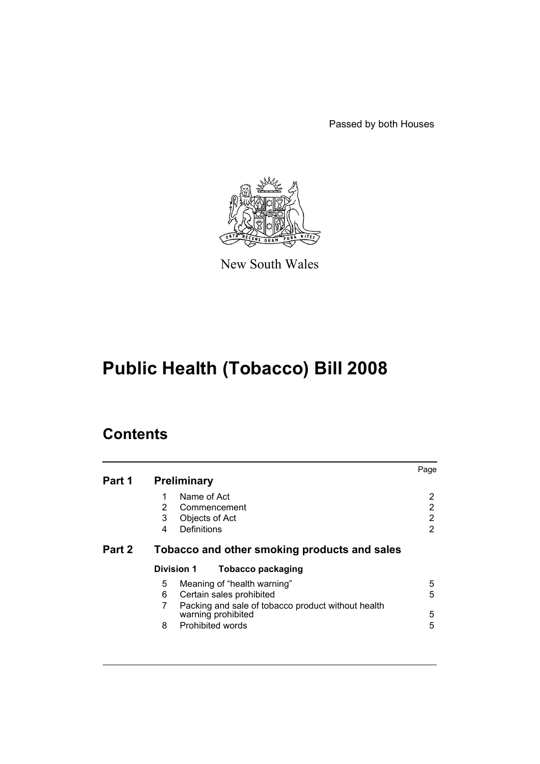Passed by both Houses

New South Wales

# Public Health (Tobacco) Bill 2008

## Contents

| | | | Page |
|---|---|---|---|
| **Part 1** | **Preliminary** | | |
| | 1 | Name of Act | 2 |
| | 2 | Commencement | 2 |
| | 3 | Objects of Act | 2 |
| | 4 | Definitions | 2 |
| **Part 2** | **Tobacco and other smoking products and sales** | | |
| | **Division 1** | **Tobacco packaging** | |
| | 5 | Meaning of "health warning" | 5 |
| | 6 | Certain sales prohibited | 5 |
| | 7 | Packing and sale of tobacco product without health warning prohibited | 5 |
| | 8 | Prohibited words | 5 |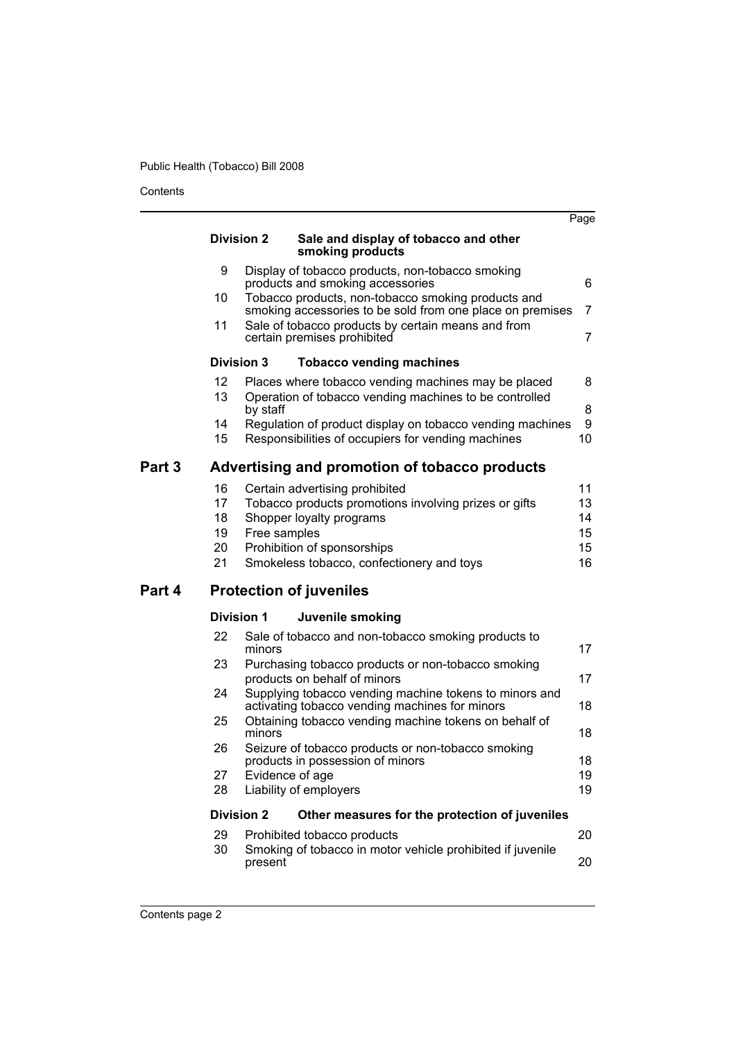| | | | Page |
|---|---|---|---|
| | **Division 2** | **Sale and display of tobacco and other smoking products** | |
| | 9 | Display of tobacco products, non-tobacco smoking products and smoking accessories | 6 |
| | 10 | Tobacco products, non-tobacco smoking products and smoking accessories to be sold from one place on premises | 7 |
| | 11 | Sale of tobacco products by certain means and from certain premises prohibited | 7 |
| | **Division 3** | **Tobacco vending machines** | |
| | 12 | Places where tobacco vending machines may be placed | 8 |
| | 13 | Operation of tobacco vending machines to be controlled by staff | 8 |
| | 14 | Regulation of product display on tobacco vending machines | 9 |
| | 15 | Responsibilities of occupiers for vending machines | 10 |
| **Part 3** | **Advertising and promotion of tobacco products** | | |
| | 16 | Certain advertising prohibited | 11 |
| | 17 | Tobacco products promotions involving prizes or gifts | 13 |
| | 18 | Shopper loyalty programs | 14 |
| | 19 | Free samples | 15 |
| | 20 | Prohibition of sponsorships | 15 |
| | 21 | Smokeless tobacco, confectionery and toys | 16 |
| **Part 4** | **Protection of juveniles** | | |
| | **Division 1** | **Juvenile smoking** | |
| | 22 | Sale of tobacco and non-tobacco smoking products to minors | 17 |
| | 23 | Purchasing tobacco products or non-tobacco smoking products on behalf of minors | 17 |
| | 24 | Supplying tobacco vending machine tokens to minors and activating tobacco vending machines for minors | 18 |
| | 25 | Obtaining tobacco vending machine tokens on behalf of minors | 18 |
| | 26 | Seizure of tobacco products or non-tobacco smoking products in possession of minors | 18 |
| | 27 | Evidence of age | 19 |
| | 28 | Liability of employers | 19 |
| | **Division 2** | **Other measures for the protection of juveniles** | |
| | 29 | Prohibited tobacco products | 20 |
| | 30 | Smoking of tobacco in motor vehicle prohibited if juvenile present | 20 |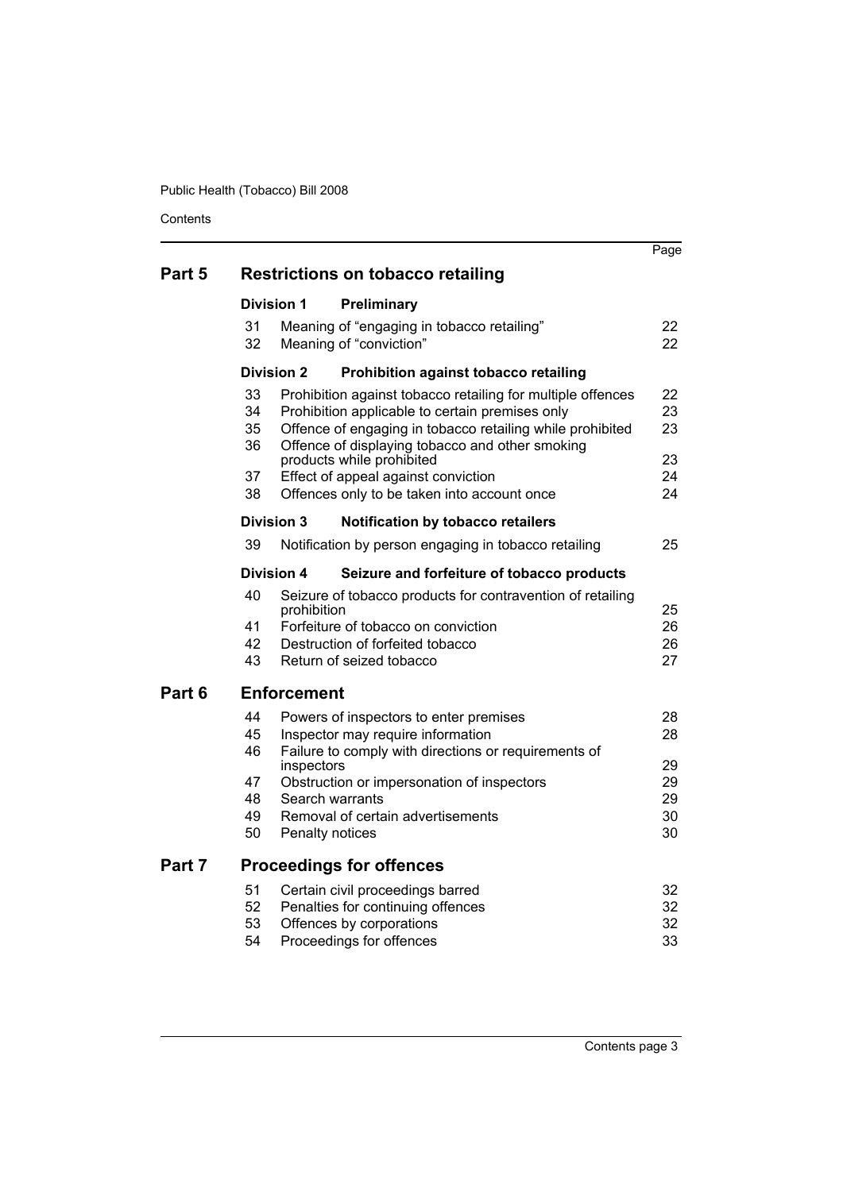| | | | Page |
|---|---|---|---|
| **Part 5** | **Restrictions on tobacco retailing** | | |
| | **Division 1** | **Preliminary** | |
| | 31 | Meaning of "engaging in tobacco retailing" | 22 |
| | 32 | Meaning of "conviction" | 22 |
| | **Division 2** | **Prohibition against tobacco retailing** | |
| | 33 | Prohibition against tobacco retailing for multiple offences | 22 |
| | 34 | Prohibition applicable to certain premises only | 23 |
| | 35 | Offence of engaging in tobacco retailing while prohibited | 23 |
| | 36 | Offence of displaying tobacco and other smoking products while prohibited | 23 |
| | 37 | Effect of appeal against conviction | 24 |
| | 38 | Offences only to be taken into account once | 24 |
| | **Division 3** | **Notification by tobacco retailers** | |
| | 39 | Notification by person engaging in tobacco retailing | 25 |
| | **Division 4** | **Seizure and forfeiture of tobacco products** | |
| | 40 | Seizure of tobacco products for contravention of retailing prohibition | 25 |
| | 41 | Forfeiture of tobacco on conviction | 26 |
| | 42 | Destruction of forfeited tobacco | 26 |
| | 43 | Return of seized tobacco | 27 |
| **Part 6** | **Enforcement** | | |
| | 44 | Powers of inspectors to enter premises | 28 |
| | 45 | Inspector may require information | 28 |
| | 46 | Failure to comply with directions or requirements of inspectors | 29 |
| | 47 | Obstruction or impersonation of inspectors | 29 |
| | 48 | Search warrants | 29 |
| | 49 | Removal of certain advertisements | 30 |
| | 50 | Penalty notices | 30 |
| **Part 7** | **Proceedings for offences** | | |
| | 51 | Certain civil proceedings barred | 32 |
| | 52 | Penalties for continuing offences | 32 |
| | 53 | Offences by corporations | 32 |
| | 54 | Proceedings for offences | 33 |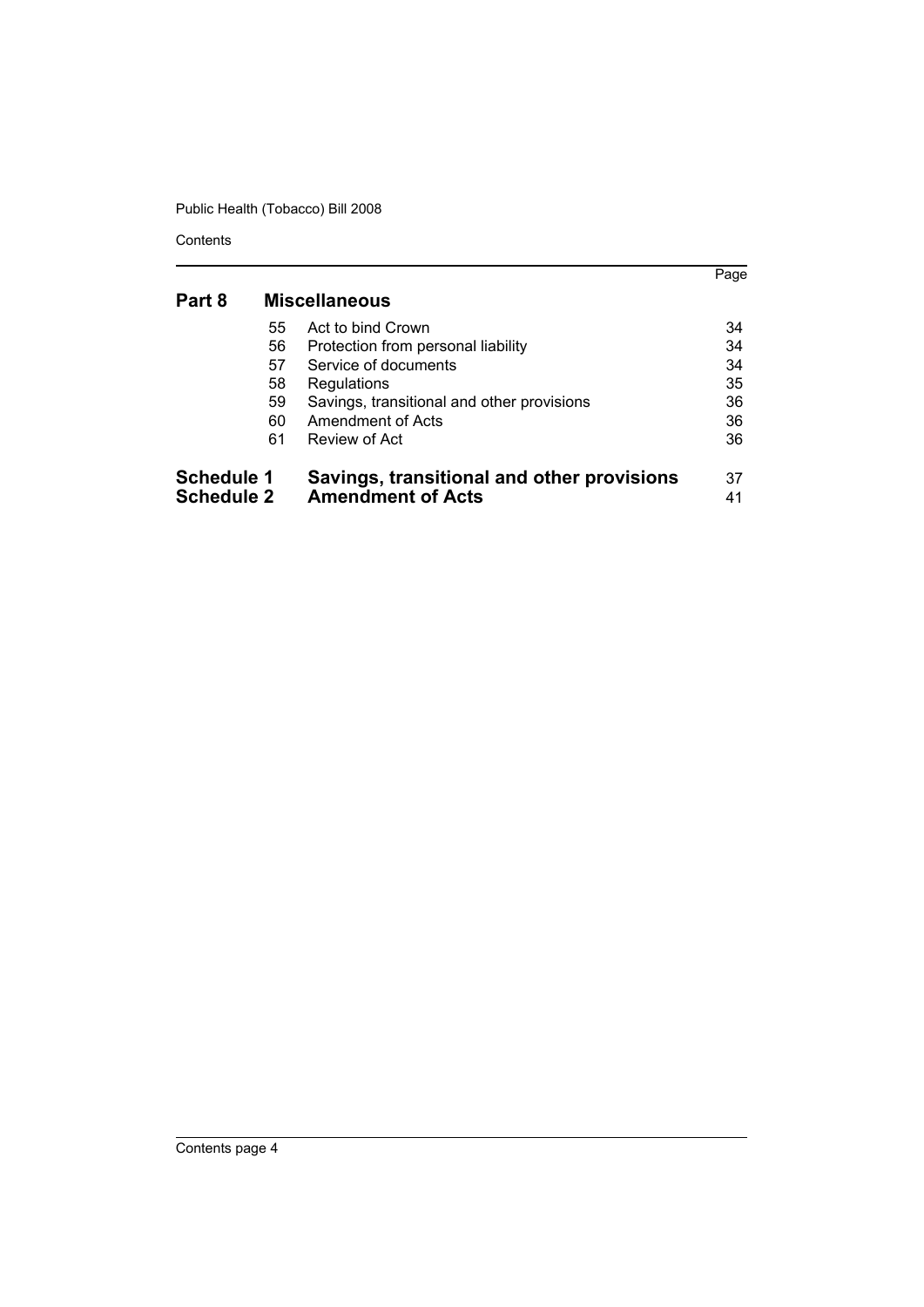| | | | Page |
|---|---|---|---|
| **Part 8** | | **Miscellaneous** | |
| | 55 | Act to bind Crown | 34 |
| | 56 | Protection from personal liability | 34 |
| | 57 | Service of documents | 34 |
| | 58 | Regulations | 35 |
| | 59 | Savings, transitional and other provisions | 36 |
| | 60 | Amendment of Acts | 36 |
| | 61 | Review of Act | 36 |
| **Schedule 1** | | **Savings, transitional and other provisions** | 37 |
| **Schedule 2** | | **Amendment of Acts** | 41 |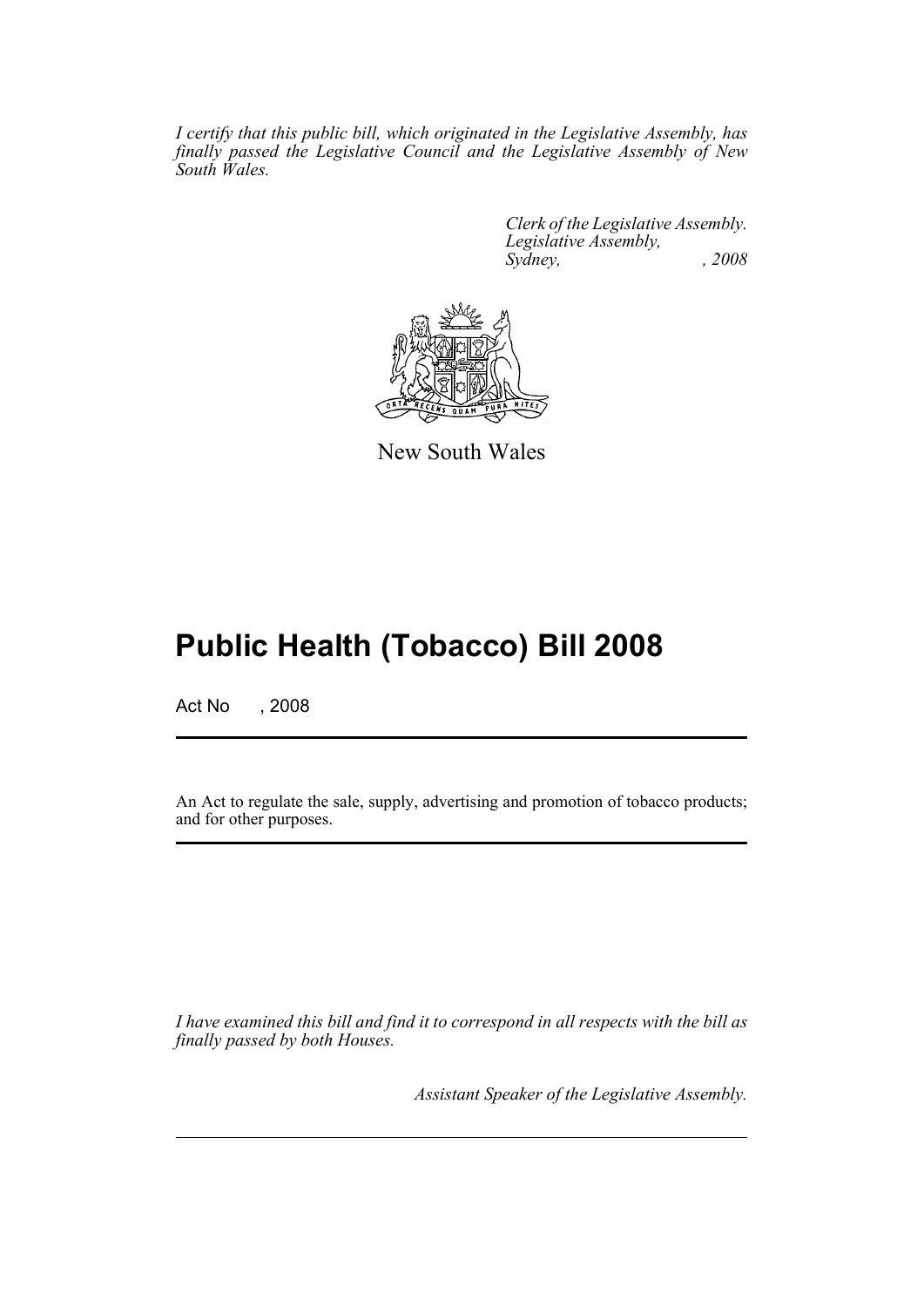*I certify that this public bill, which originated in the Legislative Assembly, has finally passed the Legislative Council and the Legislative Assembly of New South Wales.*

*Clerk of the Legislative Assembly.*
*Legislative Assembly,*
*Sydney, , 2008*

New South Wales

# Public Health (Tobacco) Bill 2008

Act No , 2008

An Act to regulate the sale, supply, advertising and promotion of tobacco products; and for other purposes.

*I have examined this bill and find it to correspond in all respects with the bill as finally passed by both Houses.*

*Assistant Speaker of the Legislative Assembly.*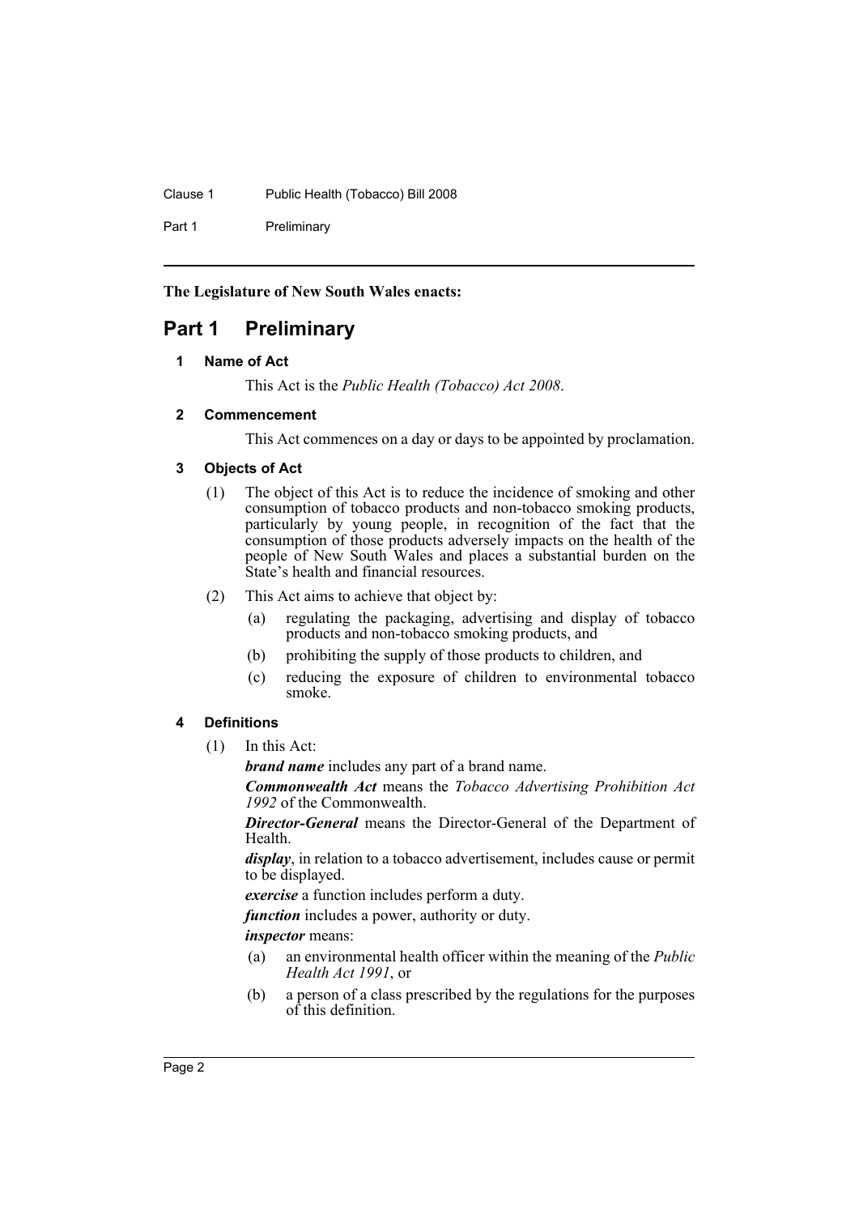**The Legislature of New South Wales enacts:**

# Part 1 Preliminary

### 1 Name of Act

This Act is the *Public Health (Tobacco) Act 2008*.

### 2 Commencement

This Act commences on a day or days to be appointed by proclamation.

### 3 Objects of Act

(1) The object of this Act is to reduce the incidence of smoking and other consumption of tobacco products and non-tobacco smoking products, particularly by young people, in recognition of the fact that the consumption of those products adversely impacts on the health of the people of New South Wales and places a substantial burden on the State's health and financial resources.

(2) This Act aims to achieve that object by:

- (a) regulating the packaging, advertising and display of tobacco products and non-tobacco smoking products, and
- (b) prohibiting the supply of those products to children, and
- (c) reducing the exposure of children to environmental tobacco smoke.

### 4 Definitions

(1) In this Act:

***brand name*** includes any part of a brand name.

***Commonwealth Act*** means the *Tobacco Advertising Prohibition Act 1992* of the Commonwealth.

***Director-General*** means the Director-General of the Department of Health.

***display***, in relation to a tobacco advertisement, includes cause or permit to be displayed.

***exercise*** a function includes perform a duty.

***function*** includes a power, authority or duty.

***inspector*** means:

- (a) an environmental health officer within the meaning of the *Public Health Act 1991*, or
- (b) a person of a class prescribed by the regulations for the purposes of this definition.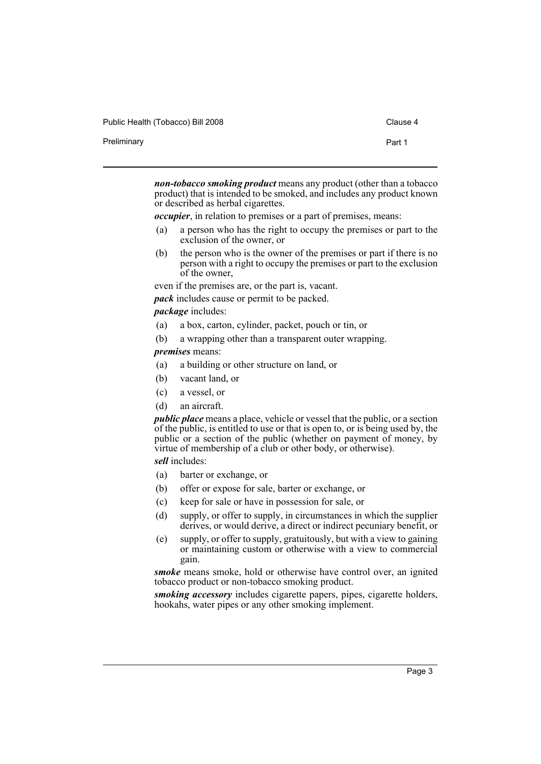***non-tobacco smoking product*** means any product (other than a tobacco product) that is intended to be smoked, and includes any product known or described as herbal cigarettes.

***occupier***, in relation to premises or a part of premises, means:

(a) a person who has the right to occupy the premises or part to the exclusion of the owner, or

(b) the person who is the owner of the premises or part if there is no person with a right to occupy the premises or part to the exclusion of the owner,

even if the premises are, or the part is, vacant.

***pack*** includes cause or permit to be packed.

***package*** includes:

(a) a box, carton, cylinder, packet, pouch or tin, or

(b) a wrapping other than a transparent outer wrapping.

***premises*** means:

(a) a building or other structure on land, or

(b) vacant land, or

(c) a vessel, or

(d) an aircraft.

***public place*** means a place, vehicle or vessel that the public, or a section of the public, is entitled to use or that is open to, or is being used by, the public or a section of the public (whether on payment of money, by virtue of membership of a club or other body, or otherwise).

***sell*** includes:

(a) barter or exchange, or

(b) offer or expose for sale, barter or exchange, or

(c) keep for sale or have in possession for sale, or

(d) supply, or offer to supply, in circumstances in which the supplier derives, or would derive, a direct or indirect pecuniary benefit, or

(e) supply, or offer to supply, gratuitously, but with a view to gaining or maintaining custom or otherwise with a view to commercial gain.

***smoke*** means smoke, hold or otherwise have control over, an ignited tobacco product or non-tobacco smoking product.

***smoking accessory*** includes cigarette papers, pipes, cigarette holders, hookahs, water pipes or any other smoking implement.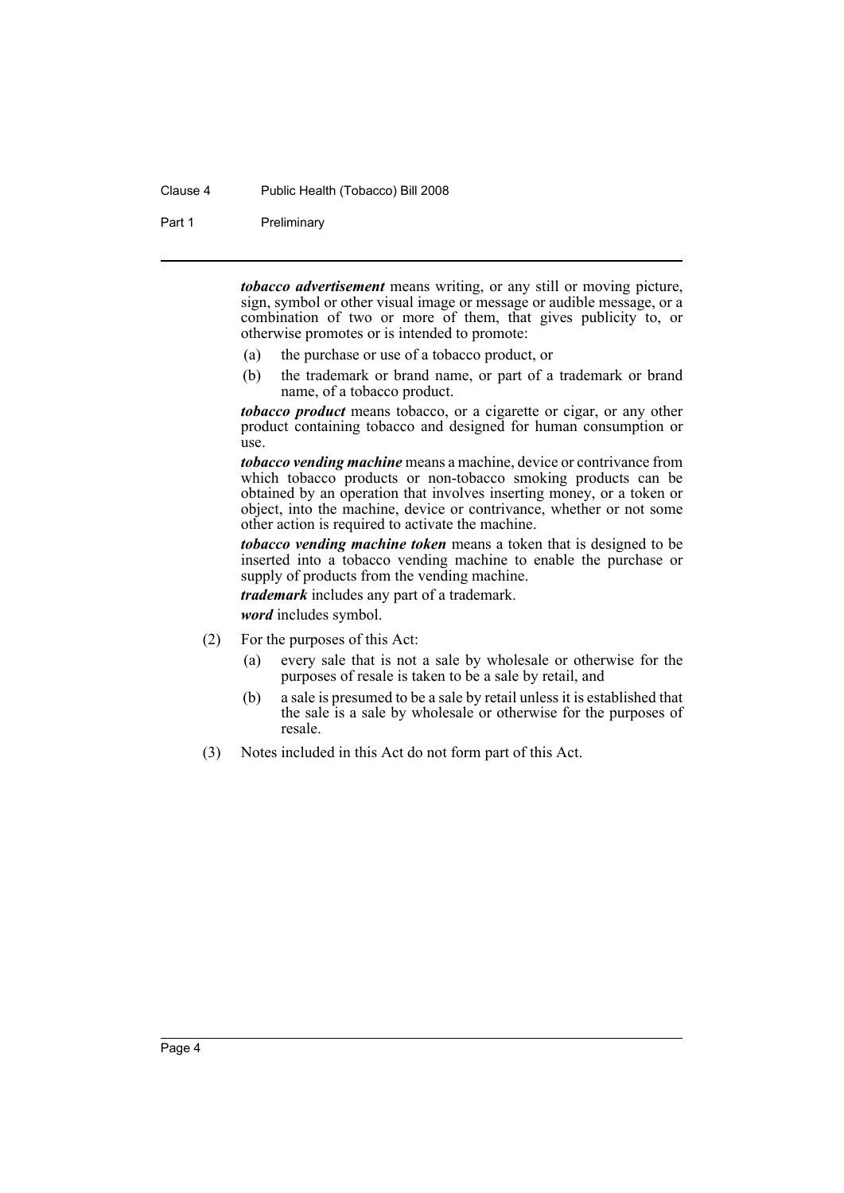***tobacco advertisement*** means writing, or any still or moving picture, sign, symbol or other visual image or message or audible message, or a combination of two or more of them, that gives publicity to, or otherwise promotes or is intended to promote:

(a) the purchase or use of a tobacco product, or

(b) the trademark or brand name, or part of a trademark or brand name, of a tobacco product.

***tobacco product*** means tobacco, or a cigarette or cigar, or any other product containing tobacco and designed for human consumption or use.

***tobacco vending machine*** means a machine, device or contrivance from which tobacco products or non-tobacco smoking products can be obtained by an operation that involves inserting money, or a token or object, into the machine, device or contrivance, whether or not some other action is required to activate the machine.

***tobacco vending machine token*** means a token that is designed to be inserted into a tobacco vending machine to enable the purchase or supply of products from the vending machine.

***trademark*** includes any part of a trademark.

***word*** includes symbol.

(2) For the purposes of this Act:

(a) every sale that is not a sale by wholesale or otherwise for the purposes of resale is taken to be a sale by retail, and

(b) a sale is presumed to be a sale by retail unless it is established that the sale is a sale by wholesale or otherwise for the purposes of resale.

(3) Notes included in this Act do not form part of this Act.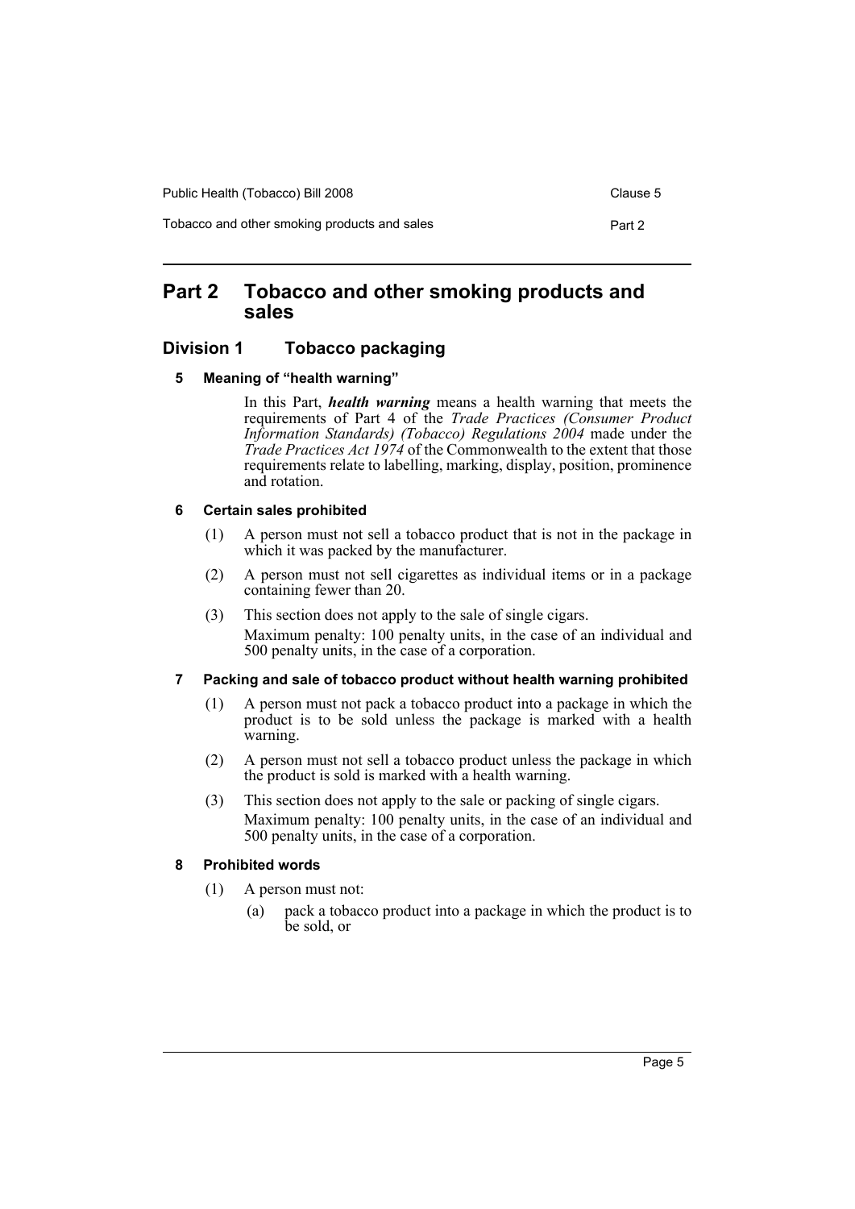# Part 2 Tobacco and other smoking products and sales

## Division 1 Tobacco packaging

### 5 Meaning of "health warning"

In this Part, ***health warning*** means a health warning that meets the requirements of Part 4 of the *Trade Practices (Consumer Product Information Standards) (Tobacco) Regulations 2004* made under the *Trade Practices Act 1974* of the Commonwealth to the extent that those requirements relate to labelling, marking, display, position, prominence and rotation.

### 6 Certain sales prohibited

(1) A person must not sell a tobacco product that is not in the package in which it was packed by the manufacturer.

(2) A person must not sell cigarettes as individual items or in a package containing fewer than 20.

(3) This section does not apply to the sale of single cigars.

Maximum penalty: 100 penalty units, in the case of an individual and 500 penalty units, in the case of a corporation.

### 7 Packing and sale of tobacco product without health warning prohibited

(1) A person must not pack a tobacco product into a package in which the product is to be sold unless the package is marked with a health warning.

(2) A person must not sell a tobacco product unless the package in which the product is sold is marked with a health warning.

(3) This section does not apply to the sale or packing of single cigars.

Maximum penalty: 100 penalty units, in the case of an individual and 500 penalty units, in the case of a corporation.

### 8 Prohibited words

(1) A person must not:

(a) pack a tobacco product into a package in which the product is to be sold, or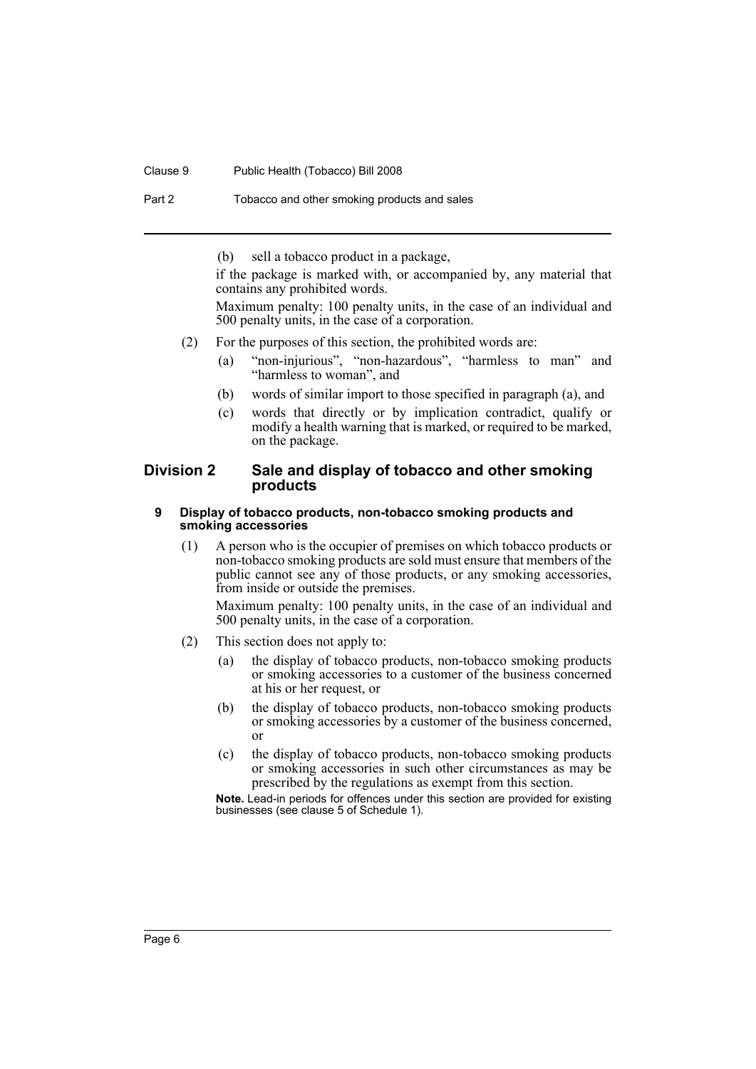(b) sell a tobacco product in a package,

if the package is marked with, or accompanied by, any material that contains any prohibited words.

Maximum penalty: 100 penalty units, in the case of an individual and 500 penalty units, in the case of a corporation.

(2) For the purposes of this section, the prohibited words are:

(a) "non-injurious", "non-hazardous", "harmless to man" and "harmless to woman", and

(b) words of similar import to those specified in paragraph (a), and

(c) words that directly or by implication contradict, qualify or modify a health warning that is marked, or required to be marked, on the package.

## Division 2 Sale and display of tobacco and other smoking products

### 9 Display of tobacco products, non-tobacco smoking products and smoking accessories

(1) A person who is the occupier of premises on which tobacco products or non-tobacco smoking products are sold must ensure that members of the public cannot see any of those products, or any smoking accessories, from inside or outside the premises.

Maximum penalty: 100 penalty units, in the case of an individual and 500 penalty units, in the case of a corporation.

(2) This section does not apply to:

(a) the display of tobacco products, non-tobacco smoking products or smoking accessories to a customer of the business concerned at his or her request, or

(b) the display of tobacco products, non-tobacco smoking products or smoking accessories by a customer of the business concerned, or

(c) the display of tobacco products, non-tobacco smoking products or smoking accessories in such other circumstances as may be prescribed by the regulations as exempt from this section.

**Note.** Lead-in periods for offences under this section are provided for existing businesses (see clause 5 of Schedule 1).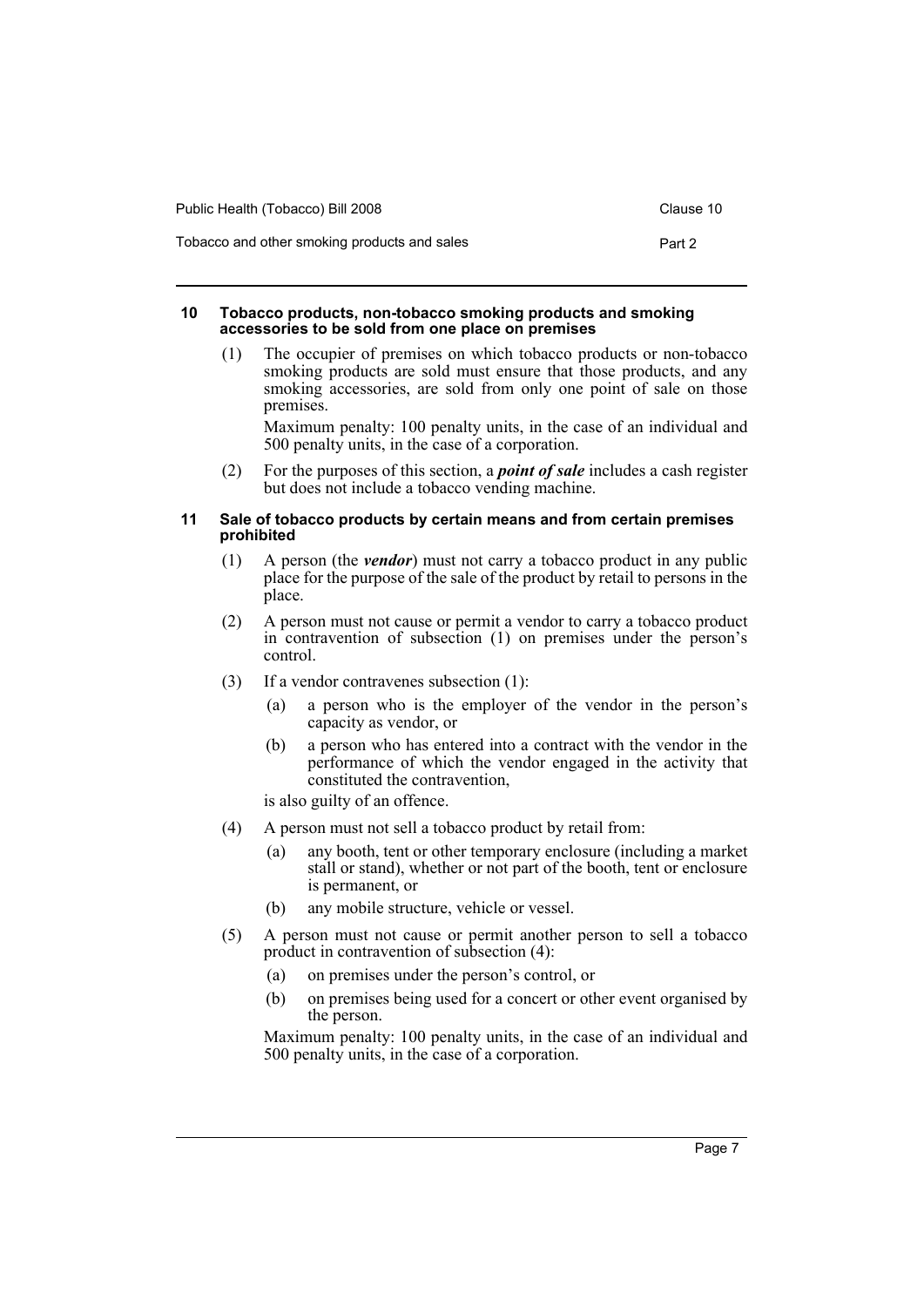#### 10 Tobacco products, non-tobacco smoking products and smoking accessories to be sold from one place on premises

(1) The occupier of premises on which tobacco products or non-tobacco smoking products are sold must ensure that those products, and any smoking accessories, are sold from only one point of sale on those premises.

Maximum penalty: 100 penalty units, in the case of an individual and 500 penalty units, in the case of a corporation.

(2) For the purposes of this section, a ***point of sale*** includes a cash register but does not include a tobacco vending machine.

#### 11 Sale of tobacco products by certain means and from certain premises prohibited

(1) A person (the ***vendor***) must not carry a tobacco product in any public place for the purpose of the sale of the product by retail to persons in the place.

(2) A person must not cause or permit a vendor to carry a tobacco product in contravention of subsection (1) on premises under the person's control.

(3) If a vendor contravenes subsection (1):

- (a) a person who is the employer of the vendor in the person's capacity as vendor, or
- (b) a person who has entered into a contract with the vendor in the performance of which the vendor engaged in the activity that constituted the contravention,

is also guilty of an offence.

(4) A person must not sell a tobacco product by retail from:

- (a) any booth, tent or other temporary enclosure (including a market stall or stand), whether or not part of the booth, tent or enclosure is permanent, or
- (b) any mobile structure, vehicle or vessel.

(5) A person must not cause or permit another person to sell a tobacco product in contravention of subsection (4):

- (a) on premises under the person's control, or
- (b) on premises being used for a concert or other event organised by the person.

Maximum penalty: 100 penalty units, in the case of an individual and 500 penalty units, in the case of a corporation.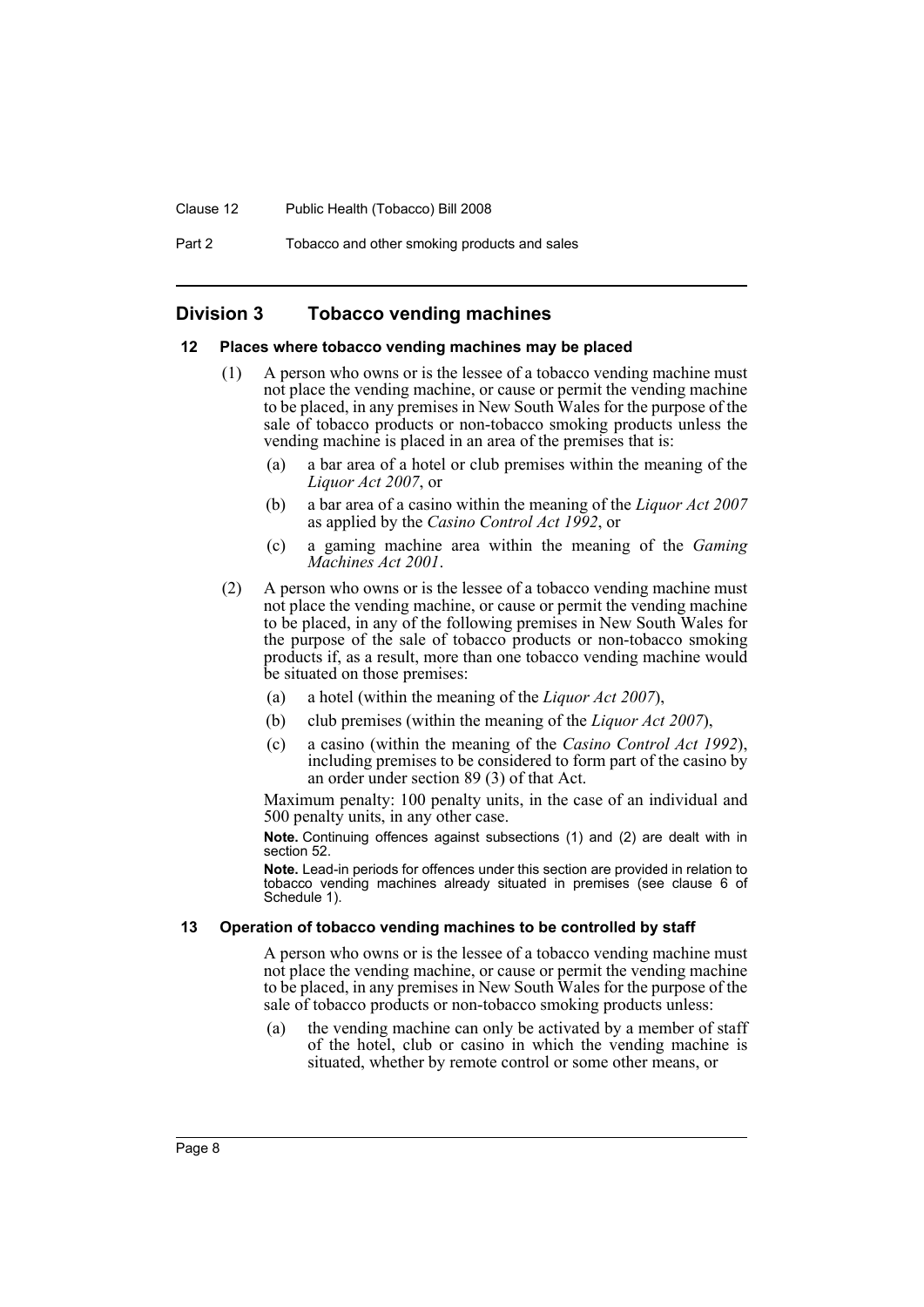## Division 3 Tobacco vending machines

### 12 Places where tobacco vending machines may be placed

(1) A person who owns or is the lessee of a tobacco vending machine must not place the vending machine, or cause or permit the vending machine to be placed, in any premises in New South Wales for the purpose of the sale of tobacco products or non-tobacco smoking products unless the vending machine is placed in an area of the premises that is:

- (a) a bar area of a hotel or club premises within the meaning of the *Liquor Act 2007*, or
- (b) a bar area of a casino within the meaning of the *Liquor Act 2007* as applied by the *Casino Control Act 1992*, or
- (c) a gaming machine area within the meaning of the *Gaming Machines Act 2001*.

(2) A person who owns or is the lessee of a tobacco vending machine must not place the vending machine, or cause or permit the vending machine to be placed, in any of the following premises in New South Wales for the purpose of the sale of tobacco products or non-tobacco smoking products if, as a result, more than one tobacco vending machine would be situated on those premises:

- (a) a hotel (within the meaning of the *Liquor Act 2007*),
- (b) club premises (within the meaning of the *Liquor Act 2007*),
- (c) a casino (within the meaning of the *Casino Control Act 1992*), including premises to be considered to form part of the casino by an order under section 89 (3) of that Act.

Maximum penalty: 100 penalty units, in the case of an individual and 500 penalty units, in any other case.

**Note.** Continuing offences against subsections (1) and (2) are dealt with in section 52.

**Note.** Lead-in periods for offences under this section are provided in relation to tobacco vending machines already situated in premises (see clause 6 of Schedule 1).

### 13 Operation of tobacco vending machines to be controlled by staff

A person who owns or is the lessee of a tobacco vending machine must not place the vending machine, or cause or permit the vending machine to be placed, in any premises in New South Wales for the purpose of the sale of tobacco products or non-tobacco smoking products unless:

- (a) the vending machine can only be activated by a member of staff of the hotel, club or casino in which the vending machine is situated, whether by remote control or some other means, or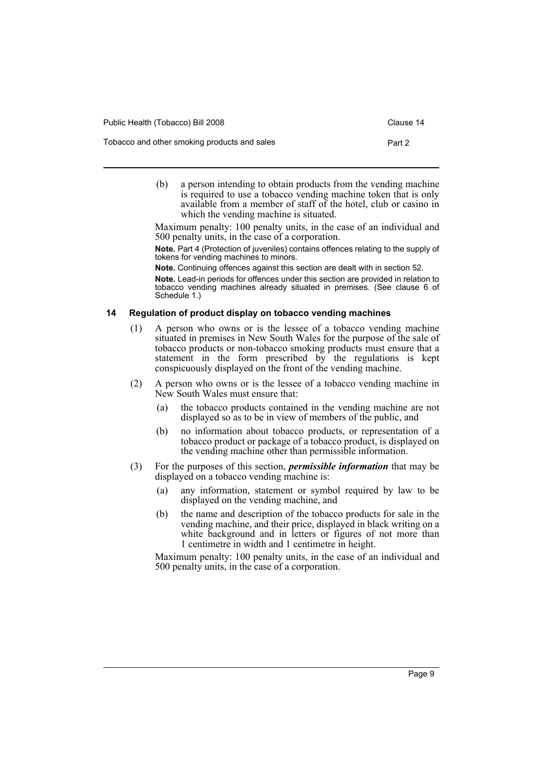(b) a person intending to obtain products from the vending machine is required to use a tobacco vending machine token that is only available from a member of staff of the hotel, club or casino in which the vending machine is situated.

Maximum penalty: 100 penalty units, in the case of an individual and 500 penalty units, in the case of a corporation.

**Note.** Part 4 (Protection of juveniles) contains offences relating to the supply of tokens for vending machines to minors.

**Note.** Continuing offences against this section are dealt with in section 52.

**Note.** Lead-in periods for offences under this section are provided in relation to tobacco vending machines already situated in premises. (See clause 6 of Schedule 1.)

### 14 Regulation of product display on tobacco vending machines

(1) A person who owns or is the lessee of a tobacco vending machine situated in premises in New South Wales for the purpose of the sale of tobacco products or non-tobacco smoking products must ensure that a statement in the form prescribed by the regulations is kept conspicuously displayed on the front of the vending machine.

(2) A person who owns or is the lessee of a tobacco vending machine in New South Wales must ensure that:

(a) the tobacco products contained in the vending machine are not displayed so as to be in view of members of the public, and

(b) no information about tobacco products, or representation of a tobacco product or package of a tobacco product, is displayed on the vending machine other than permissible information.

(3) For the purposes of this section, ***permissible information*** that may be displayed on a tobacco vending machine is:

(a) any information, statement or symbol required by law to be displayed on the vending machine, and

(b) the name and description of the tobacco products for sale in the vending machine, and their price, displayed in black writing on a white background and in letters or figures of not more than 1 centimetre in width and 1 centimetre in height.

Maximum penalty: 100 penalty units, in the case of an individual and 500 penalty units, in the case of a corporation.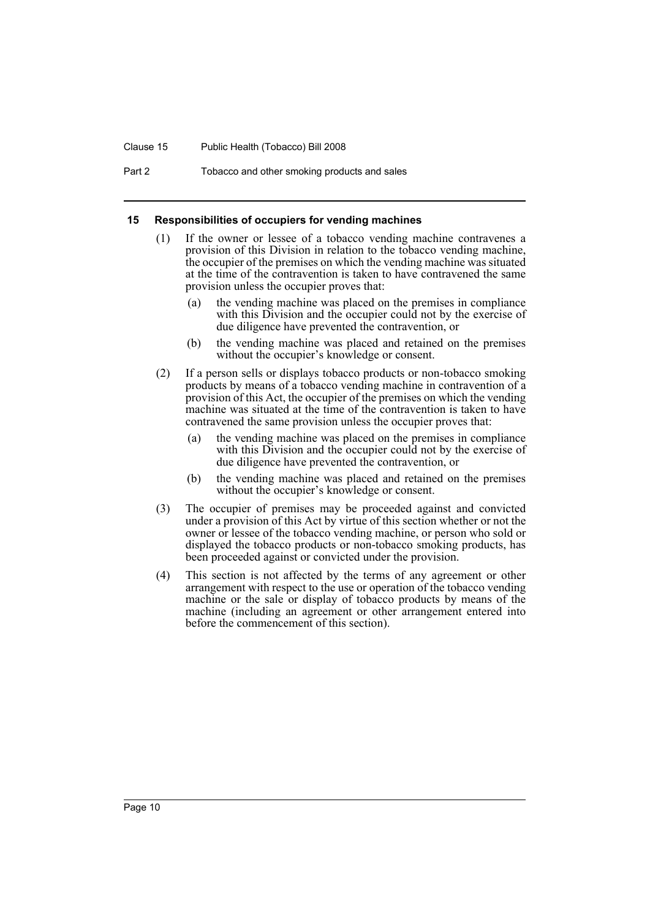#### 15 Responsibilities of occupiers for vending machines

(1) If the owner or lessee of a tobacco vending machine contravenes a provision of this Division in relation to the tobacco vending machine, the occupier of the premises on which the vending machine was situated at the time of the contravention is taken to have contravened the same provision unless the occupier proves that:

- (a) the vending machine was placed on the premises in compliance with this Division and the occupier could not by the exercise of due diligence have prevented the contravention, or
- (b) the vending machine was placed and retained on the premises without the occupier's knowledge or consent.

(2) If a person sells or displays tobacco products or non-tobacco smoking products by means of a tobacco vending machine in contravention of a provision of this Act, the occupier of the premises on which the vending machine was situated at the time of the contravention is taken to have contravened the same provision unless the occupier proves that:

- (a) the vending machine was placed on the premises in compliance with this Division and the occupier could not by the exercise of due diligence have prevented the contravention, or
- (b) the vending machine was placed and retained on the premises without the occupier's knowledge or consent.

(3) The occupier of premises may be proceeded against and convicted under a provision of this Act by virtue of this section whether or not the owner or lessee of the tobacco vending machine, or person who sold or displayed the tobacco products or non-tobacco smoking products, has been proceeded against or convicted under the provision.

(4) This section is not affected by the terms of any agreement or other arrangement with respect to the use or operation of the tobacco vending machine or the sale or display of tobacco products by means of the machine (including an agreement or other arrangement entered into before the commencement of this section).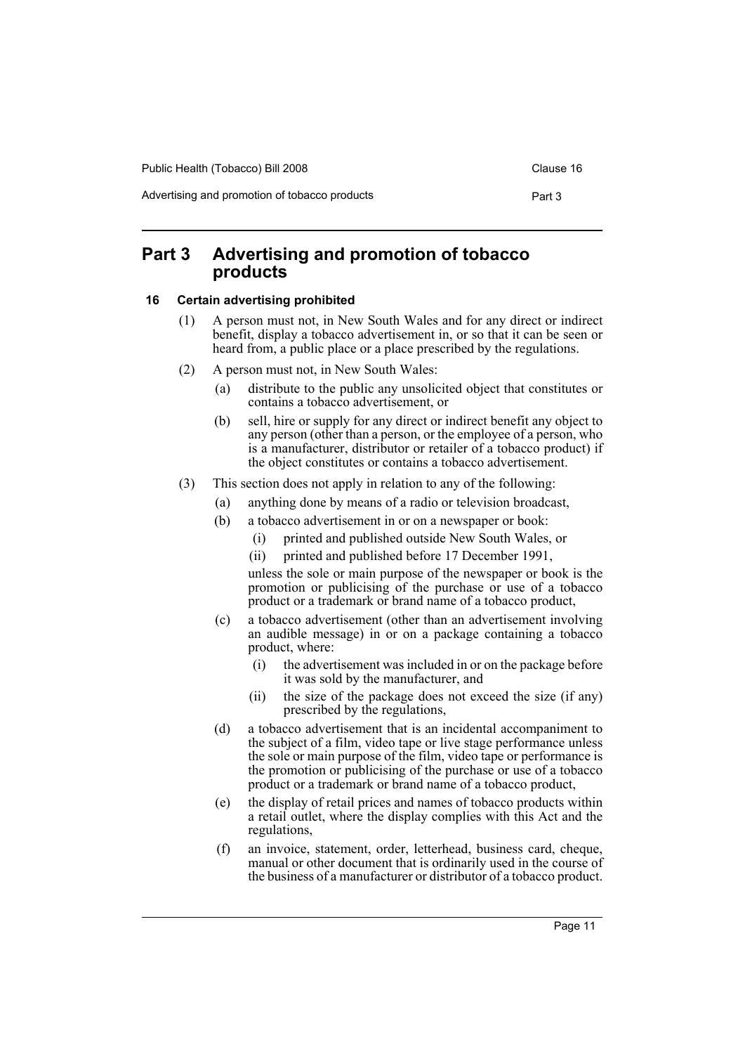# Part 3 Advertising and promotion of tobacco products

### 16 Certain advertising prohibited

(1) A person must not, in New South Wales and for any direct or indirect benefit, display a tobacco advertisement in, or so that it can be seen or heard from, a public place or a place prescribed by the regulations.

(2) A person must not, in New South Wales:

- (a) distribute to the public any unsolicited object that constitutes or contains a tobacco advertisement, or
- (b) sell, hire or supply for any direct or indirect benefit any object to any person (other than a person, or the employee of a person, who is a manufacturer, distributor or retailer of a tobacco product) if the object constitutes or contains a tobacco advertisement.

(3) This section does not apply in relation to any of the following:

- (a) anything done by means of a radio or television broadcast,
- (b) a tobacco advertisement in or on a newspaper or book:
  - (i) printed and published outside New South Wales, or
  - (ii) printed and published before 17 December 1991,

  unless the sole or main purpose of the newspaper or book is the promotion or publicising of the purchase or use of a tobacco product or a trademark or brand name of a tobacco product,
- (c) a tobacco advertisement (other than an advertisement involving an audible message) in or on a package containing a tobacco product, where:
  - (i) the advertisement was included in or on the package before it was sold by the manufacturer, and
  - (ii) the size of the package does not exceed the size (if any) prescribed by the regulations,
- (d) a tobacco advertisement that is an incidental accompaniment to the subject of a film, video tape or live stage performance unless the sole or main purpose of the film, video tape or performance is the promotion or publicising of the purchase or use of a tobacco product or a trademark or brand name of a tobacco product,
- (e) the display of retail prices and names of tobacco products within a retail outlet, where the display complies with this Act and the regulations,
- (f) an invoice, statement, order, letterhead, business card, cheque, manual or other document that is ordinarily used in the course of the business of a manufacturer or distributor of a tobacco product.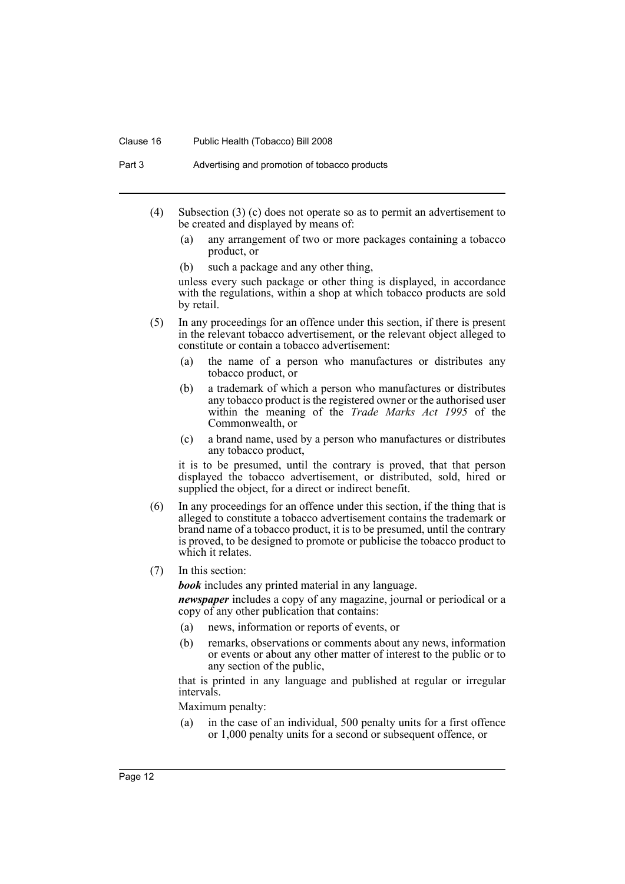(4) Subsection (3) (c) does not operate so as to permit an advertisement to be created and displayed by means of:

- (a) any arrangement of two or more packages containing a tobacco product, or
- (b) such a package and any other thing,

unless every such package or other thing is displayed, in accordance with the regulations, within a shop at which tobacco products are sold by retail.

(5) In any proceedings for an offence under this section, if there is present in the relevant tobacco advertisement, or the relevant object alleged to constitute or contain a tobacco advertisement:

- (a) the name of a person who manufactures or distributes any tobacco product, or
- (b) a trademark of which a person who manufactures or distributes any tobacco product is the registered owner or the authorised user within the meaning of the *Trade Marks Act 1995* of the Commonwealth, or
- (c) a brand name, used by a person who manufactures or distributes any tobacco product,

it is to be presumed, until the contrary is proved, that that person displayed the tobacco advertisement, or distributed, sold, hired or supplied the object, for a direct or indirect benefit.

(6) In any proceedings for an offence under this section, if the thing that is alleged to constitute a tobacco advertisement contains the trademark or brand name of a tobacco product, it is to be presumed, until the contrary is proved, to be designed to promote or publicise the tobacco product to which it relates.

(7) In this section:

***book*** includes any printed material in any language.

***newspaper*** includes a copy of any magazine, journal or periodical or a copy of any other publication that contains:

- (a) news, information or reports of events, or
- (b) remarks, observations or comments about any news, information or events or about any other matter of interest to the public or to any section of the public,

that is printed in any language and published at regular or irregular intervals.

Maximum penalty:

- (a) in the case of an individual, 500 penalty units for a first offence or 1,000 penalty units for a second or subsequent offence, or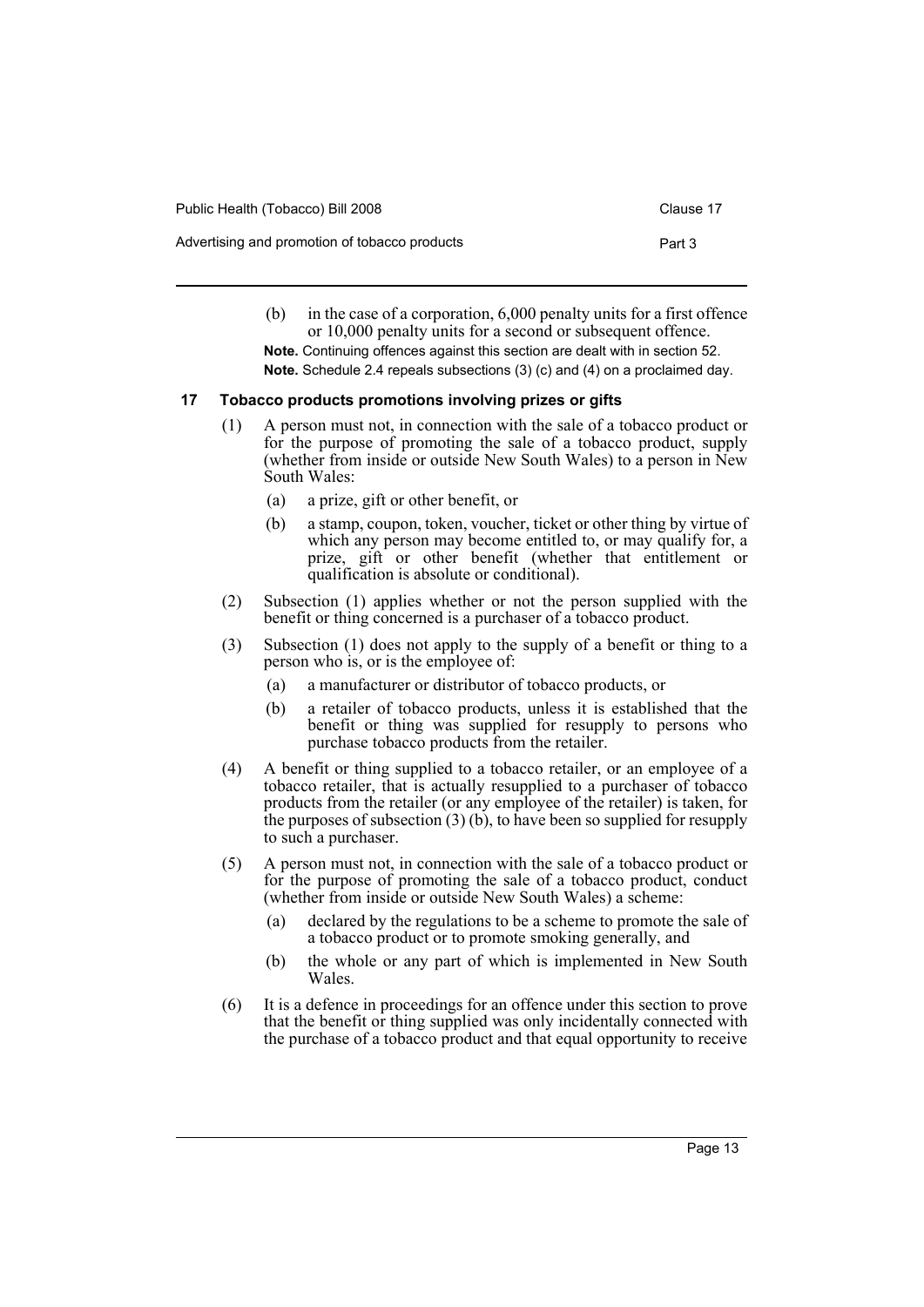(b) in the case of a corporation, 6,000 penalty units for a first offence or 10,000 penalty units for a second or subsequent offence.

**Note.** Continuing offences against this section are dealt with in section 52.

**Note.** Schedule 2.4 repeals subsections (3) (c) and (4) on a proclaimed day.

### 17 Tobacco products promotions involving prizes or gifts

(1) A person must not, in connection with the sale of a tobacco product or for the purpose of promoting the sale of a tobacco product, supply (whether from inside or outside New South Wales) to a person in New South Wales:

- (a) a prize, gift or other benefit, or
- (b) a stamp, coupon, token, voucher, ticket or other thing by virtue of which any person may become entitled to, or may qualify for, a prize, gift or other benefit (whether that entitlement or qualification is absolute or conditional).

(2) Subsection (1) applies whether or not the person supplied with the benefit or thing concerned is a purchaser of a tobacco product.

(3) Subsection (1) does not apply to the supply of a benefit or thing to a person who is, or is the employee of:

- (a) a manufacturer or distributor of tobacco products, or
- (b) a retailer of tobacco products, unless it is established that the benefit or thing was supplied for resupply to persons who purchase tobacco products from the retailer.

(4) A benefit or thing supplied to a tobacco retailer, or an employee of a tobacco retailer, that is actually resupplied to a purchaser of tobacco products from the retailer (or any employee of the retailer) is taken, for the purposes of subsection (3) (b), to have been so supplied for resupply to such a purchaser.

(5) A person must not, in connection with the sale of a tobacco product or for the purpose of promoting the sale of a tobacco product, conduct (whether from inside or outside New South Wales) a scheme:

- (a) declared by the regulations to be a scheme to promote the sale of a tobacco product or to promote smoking generally, and
- (b) the whole or any part of which is implemented in New South Wales.

(6) It is a defence in proceedings for an offence under this section to prove that the benefit or thing supplied was only incidentally connected with the purchase of a tobacco product and that equal opportunity to receive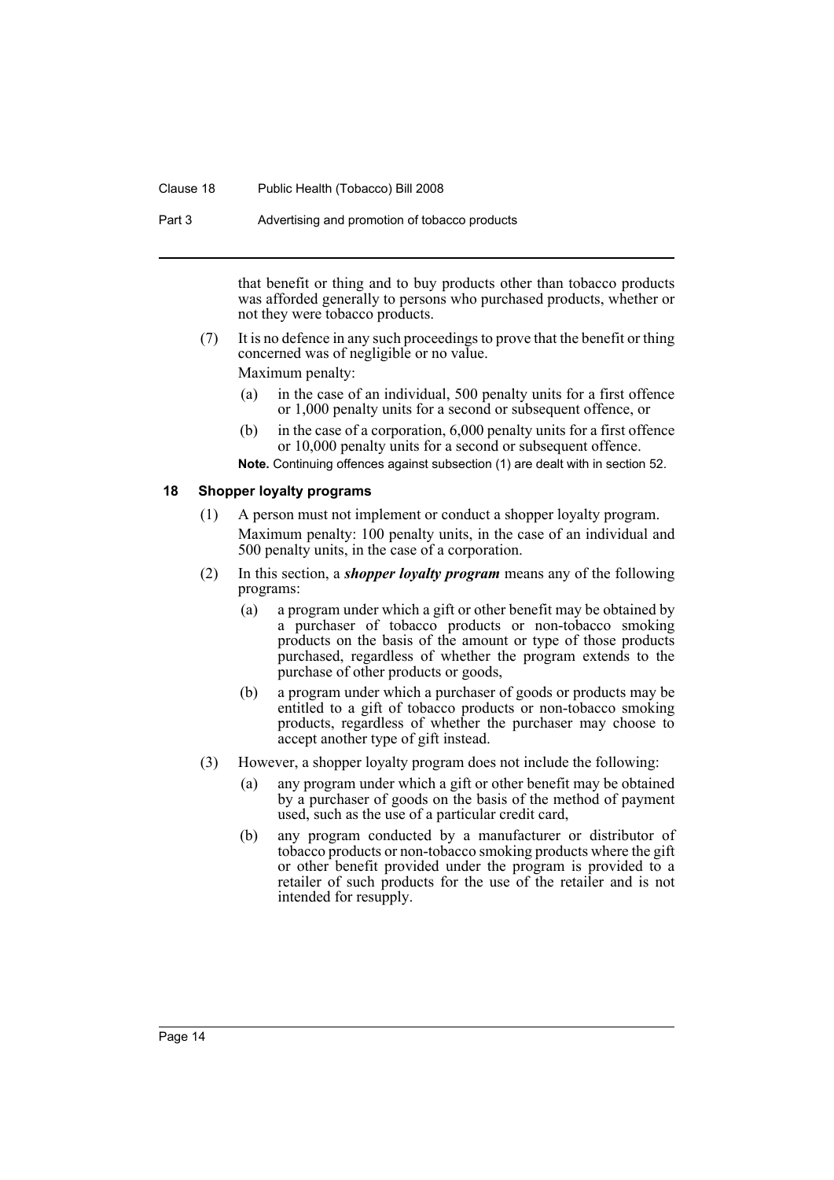that benefit or thing and to buy products other than tobacco products was afforded generally to persons who purchased products, whether or not they were tobacco products.

(7) It is no defence in any such proceedings to prove that the benefit or thing concerned was of negligible or no value.

Maximum penalty:

(a) in the case of an individual, 500 penalty units for a first offence or 1,000 penalty units for a second or subsequent offence, or

(b) in the case of a corporation, 6,000 penalty units for a first offence or 10,000 penalty units for a second or subsequent offence.

**Note.** Continuing offences against subsection (1) are dealt with in section 52.

### 18 Shopper loyalty programs

(1) A person must not implement or conduct a shopper loyalty program.

Maximum penalty: 100 penalty units, in the case of an individual and 500 penalty units, in the case of a corporation.

(2) In this section, a ***shopper loyalty program*** means any of the following programs:

(a) a program under which a gift or other benefit may be obtained by a purchaser of tobacco products or non-tobacco smoking products on the basis of the amount or type of those products purchased, regardless of whether the program extends to the purchase of other products or goods,

(b) a program under which a purchaser of goods or products may be entitled to a gift of tobacco products or non-tobacco smoking products, regardless of whether the purchaser may choose to accept another type of gift instead.

(3) However, a shopper loyalty program does not include the following:

(a) any program under which a gift or other benefit may be obtained by a purchaser of goods on the basis of the method of payment used, such as the use of a particular credit card,

(b) any program conducted by a manufacturer or distributor of tobacco products or non-tobacco smoking products where the gift or other benefit provided under the program is provided to a retailer of such products for the use of the retailer and is not intended for resupply.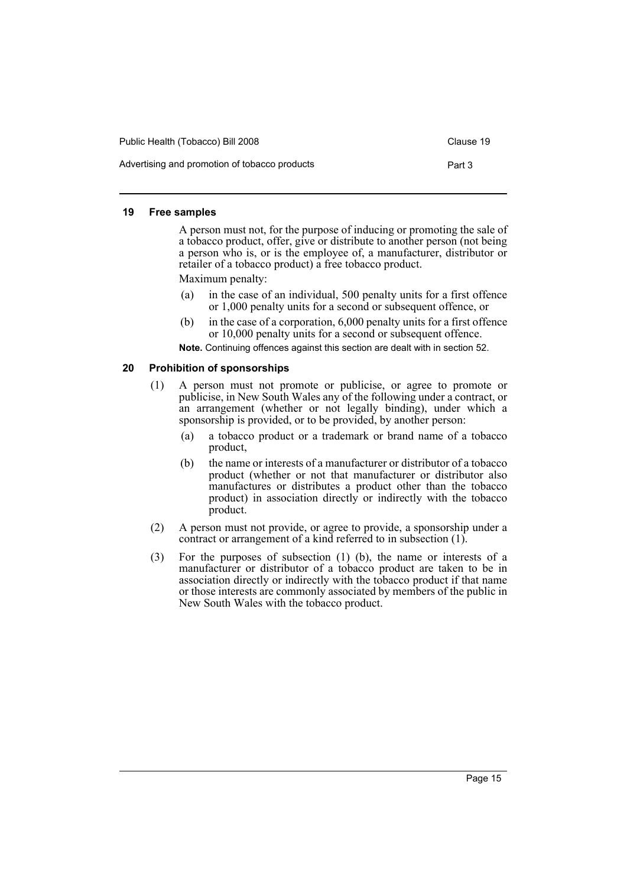### 19 Free samples

A person must not, for the purpose of inducing or promoting the sale of a tobacco product, offer, give or distribute to another person (not being a person who is, or is the employee of, a manufacturer, distributor or retailer of a tobacco product) a free tobacco product.

Maximum penalty:

(a) in the case of an individual, 500 penalty units for a first offence or 1,000 penalty units for a second or subsequent offence, or

(b) in the case of a corporation, 6,000 penalty units for a first offence or 10,000 penalty units for a second or subsequent offence.

**Note.** Continuing offences against this section are dealt with in section 52.

### 20 Prohibition of sponsorships

(1) A person must not promote or publicise, or agree to promote or publicise, in New South Wales any of the following under a contract, or an arrangement (whether or not legally binding), under which a sponsorship is provided, or to be provided, by another person:

(a) a tobacco product or a trademark or brand name of a tobacco product,

(b) the name or interests of a manufacturer or distributor of a tobacco product (whether or not that manufacturer or distributor also manufactures or distributes a product other than the tobacco product) in association directly or indirectly with the tobacco product.

(2) A person must not provide, or agree to provide, a sponsorship under a contract or arrangement of a kind referred to in subsection (1).

(3) For the purposes of subsection (1) (b), the name or interests of a manufacturer or distributor of a tobacco product are taken to be in association directly or indirectly with the tobacco product if that name or those interests are commonly associated by members of the public in New South Wales with the tobacco product.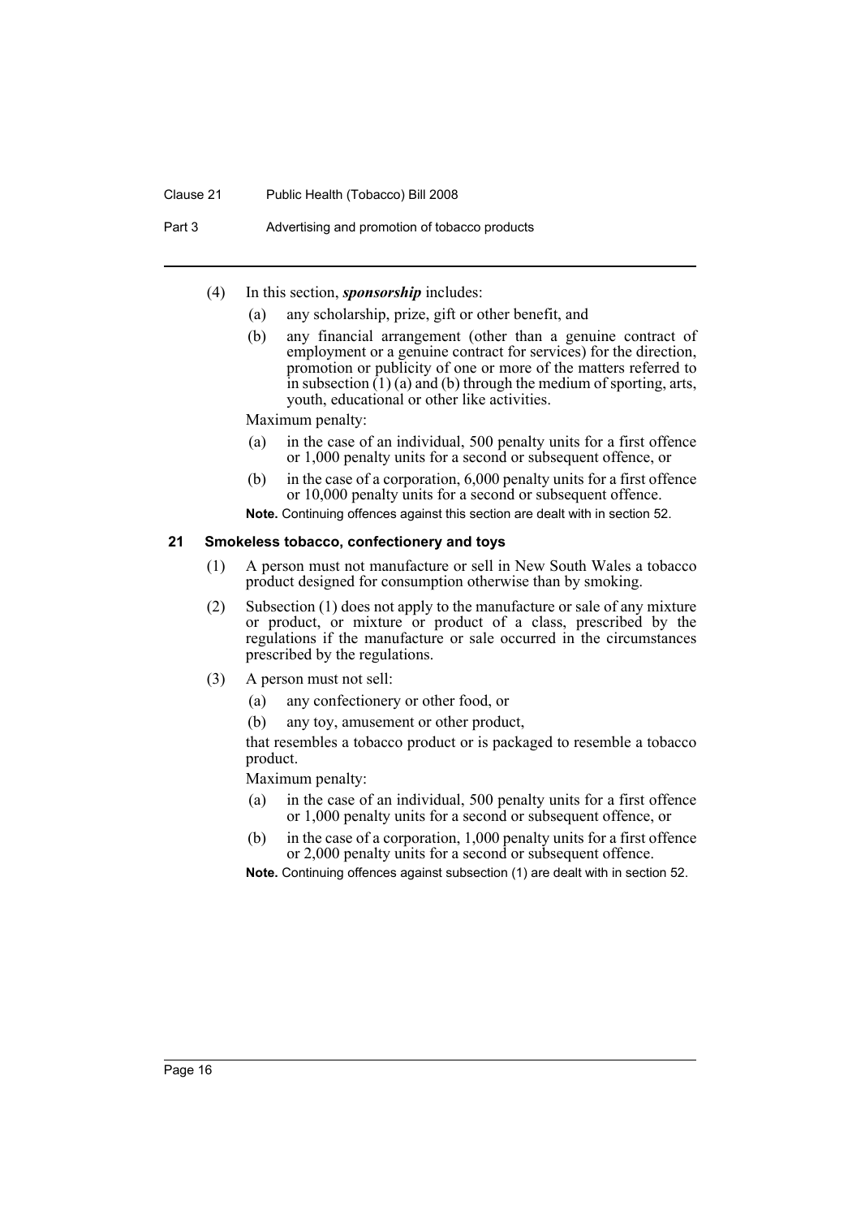(4) In this section, ***sponsorship*** includes:

(a) any scholarship, prize, gift or other benefit, and

(b) any financial arrangement (other than a genuine contract of employment or a genuine contract for services) for the direction, promotion or publicity of one or more of the matters referred to in subsection (1) (a) and (b) through the medium of sporting, arts, youth, educational or other like activities.

Maximum penalty:

(a) in the case of an individual, 500 penalty units for a first offence or 1,000 penalty units for a second or subsequent offence, or

(b) in the case of a corporation, 6,000 penalty units for a first offence or 10,000 penalty units for a second or subsequent offence.

**Note.** Continuing offences against this section are dealt with in section 52.

### 21 Smokeless tobacco, confectionery and toys

(1) A person must not manufacture or sell in New South Wales a tobacco product designed for consumption otherwise than by smoking.

(2) Subsection (1) does not apply to the manufacture or sale of any mixture or product, or mixture or product of a class, prescribed by the regulations if the manufacture or sale occurred in the circumstances prescribed by the regulations.

(3) A person must not sell:

(a) any confectionery or other food, or

(b) any toy, amusement or other product,

that resembles a tobacco product or is packaged to resemble a tobacco product.

Maximum penalty:

(a) in the case of an individual, 500 penalty units for a first offence or 1,000 penalty units for a second or subsequent offence, or

(b) in the case of a corporation, 1,000 penalty units for a first offence or 2,000 penalty units for a second or subsequent offence.

**Note.** Continuing offences against subsection (1) are dealt with in section 52.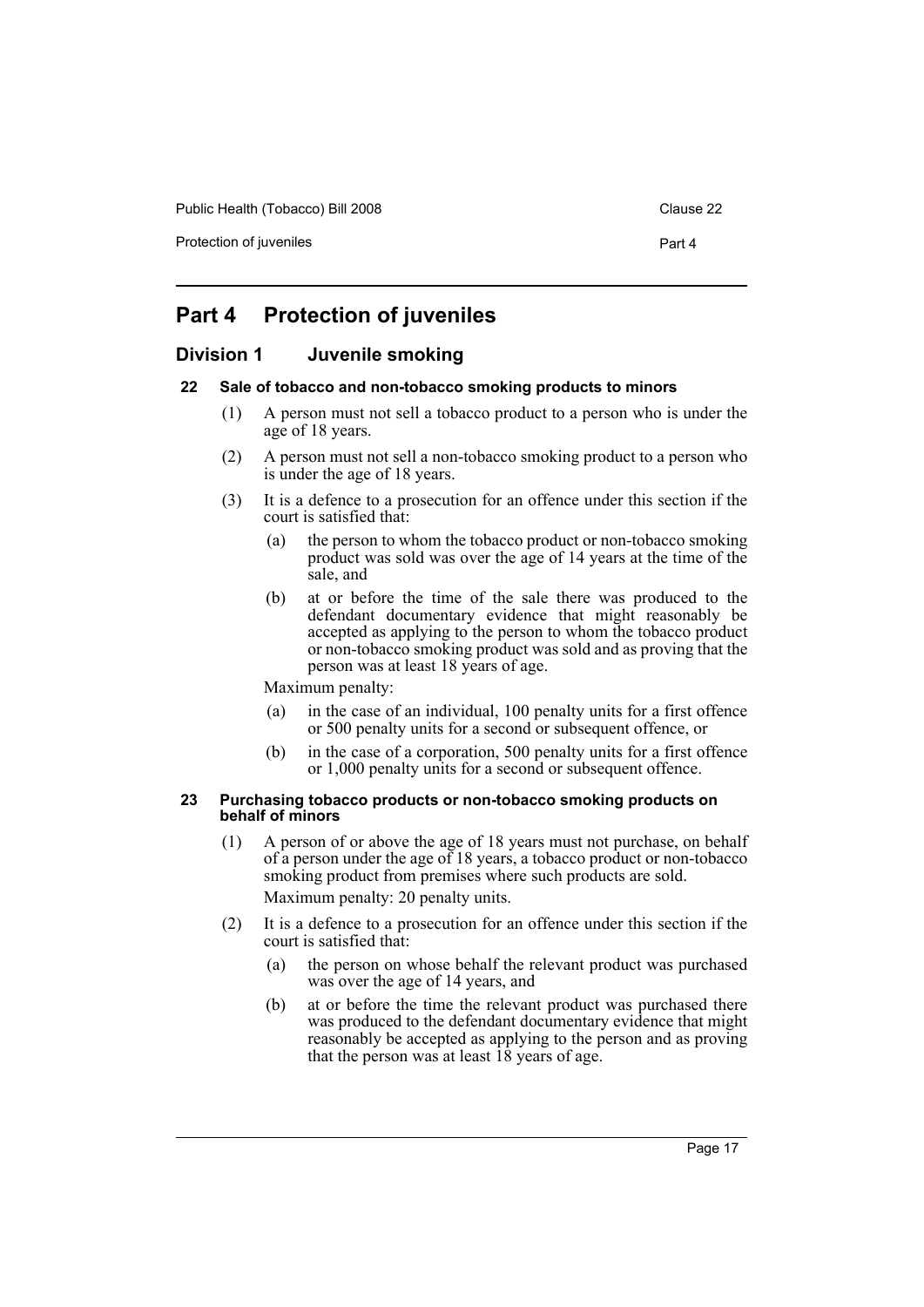# Part 4 Protection of juveniles

## Division 1 Juvenile smoking

### 22 Sale of tobacco and non-tobacco smoking products to minors

(1) A person must not sell a tobacco product to a person who is under the age of 18 years.

(2) A person must not sell a non-tobacco smoking product to a person who is under the age of 18 years.

(3) It is a defence to a prosecution for an offence under this section if the court is satisfied that:

- (a) the person to whom the tobacco product or non-tobacco smoking product was sold was over the age of 14 years at the time of the sale, and
- (b) at or before the time of the sale there was produced to the defendant documentary evidence that might reasonably be accepted as applying to the person to whom the tobacco product or non-tobacco smoking product was sold and as proving that the person was at least 18 years of age.

Maximum penalty:

- (a) in the case of an individual, 100 penalty units for a first offence or 500 penalty units for a second or subsequent offence, or
- (b) in the case of a corporation, 500 penalty units for a first offence or 1,000 penalty units for a second or subsequent offence.

### 23 Purchasing tobacco products or non-tobacco smoking products on behalf of minors

(1) A person of or above the age of 18 years must not purchase, on behalf of a person under the age of 18 years, a tobacco product or non-tobacco smoking product from premises where such products are sold.

Maximum penalty: 20 penalty units.

(2) It is a defence to a prosecution for an offence under this section if the court is satisfied that:

- (a) the person on whose behalf the relevant product was purchased was over the age of 14 years, and
- (b) at or before the time the relevant product was purchased there was produced to the defendant documentary evidence that might reasonably be accepted as applying to the person and as proving that the person was at least 18 years of age.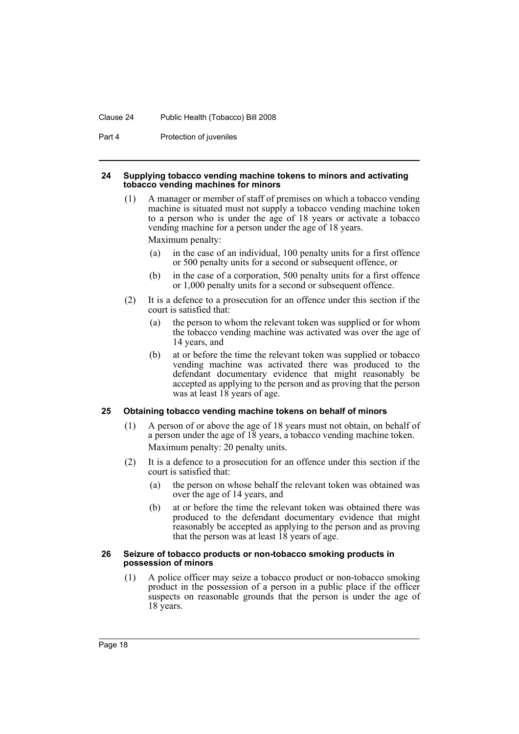#### 24 Supplying tobacco vending machine tokens to minors and activating tobacco vending machines for minors

(1) A manager or member of staff of premises on which a tobacco vending machine is situated must not supply a tobacco vending machine token to a person who is under the age of 18 years or activate a tobacco vending machine for a person under the age of 18 years.

Maximum penalty:

(a) in the case of an individual, 100 penalty units for a first offence or 500 penalty units for a second or subsequent offence, or

(b) in the case of a corporation, 500 penalty units for a first offence or 1,000 penalty units for a second or subsequent offence.

(2) It is a defence to a prosecution for an offence under this section if the court is satisfied that:

(a) the person to whom the relevant token was supplied or for whom the tobacco vending machine was activated was over the age of 14 years, and

(b) at or before the time the relevant token was supplied or tobacco vending machine was activated there was produced to the defendant documentary evidence that might reasonably be accepted as applying to the person and as proving that the person was at least 18 years of age.

#### 25 Obtaining tobacco vending machine tokens on behalf of minors

(1) A person of or above the age of 18 years must not obtain, on behalf of a person under the age of 18 years, a tobacco vending machine token.

Maximum penalty: 20 penalty units.

(2) It is a defence to a prosecution for an offence under this section if the court is satisfied that:

(a) the person on whose behalf the relevant token was obtained was over the age of 14 years, and

(b) at or before the time the relevant token was obtained there was produced to the defendant documentary evidence that might reasonably be accepted as applying to the person and as proving that the person was at least 18 years of age.

#### 26 Seizure of tobacco products or non-tobacco smoking products in possession of minors

(1) A police officer may seize a tobacco product or non-tobacco smoking product in the possession of a person in a public place if the officer suspects on reasonable grounds that the person is under the age of 18 years.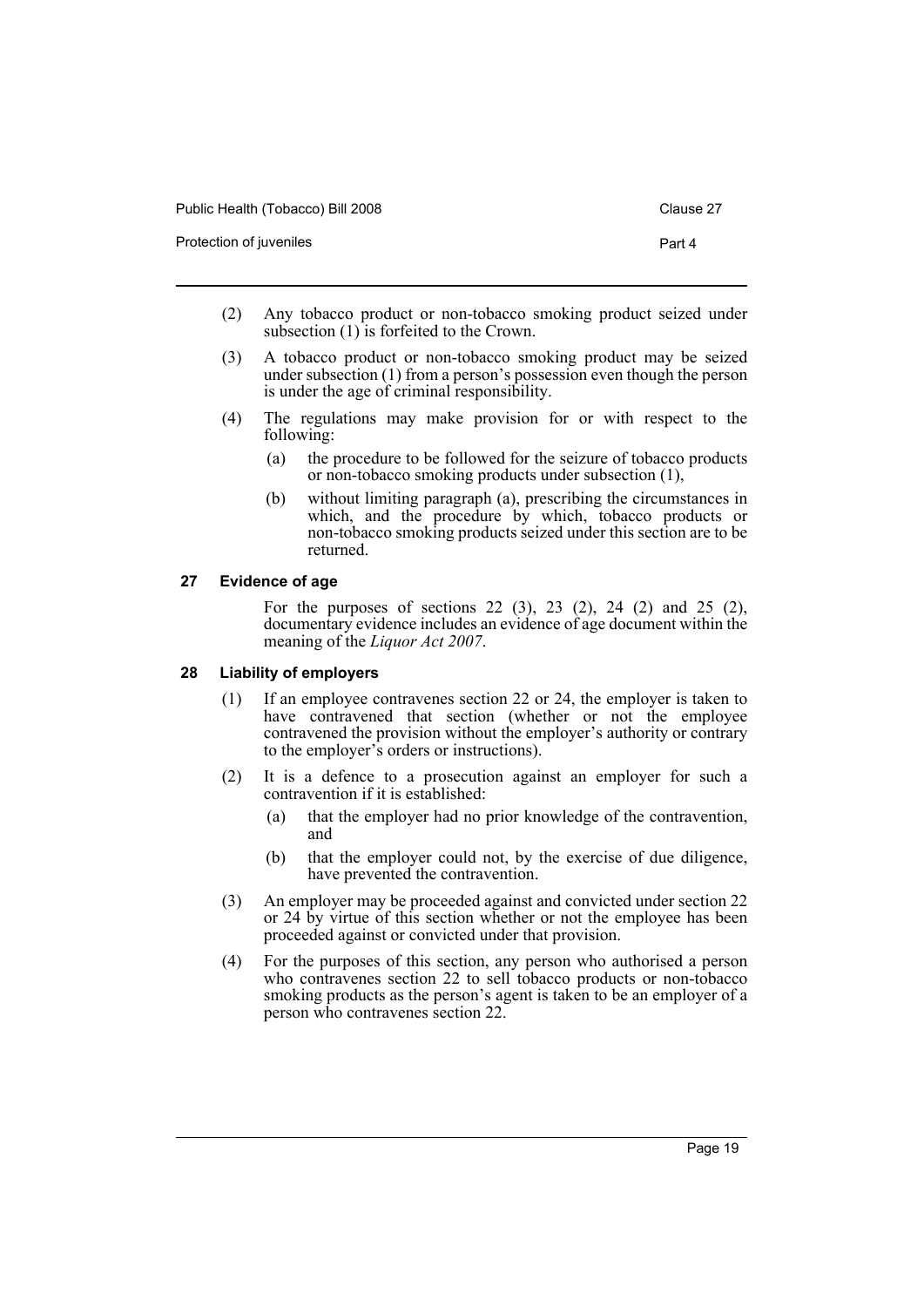(2) Any tobacco product or non-tobacco smoking product seized under subsection (1) is forfeited to the Crown.

(3) A tobacco product or non-tobacco smoking product may be seized under subsection (1) from a person's possession even though the person is under the age of criminal responsibility.

(4) The regulations may make provision for or with respect to the following:

(a) the procedure to be followed for the seizure of tobacco products or non-tobacco smoking products under subsection (1),

(b) without limiting paragraph (a), prescribing the circumstances in which, and the procedure by which, tobacco products or non-tobacco smoking products seized under this section are to be returned.

### 27 Evidence of age

For the purposes of sections 22 (3), 23 (2), 24 (2) and 25 (2), documentary evidence includes an evidence of age document within the meaning of the *Liquor Act 2007*.

### 28 Liability of employers

(1) If an employee contravenes section 22 or 24, the employer is taken to have contravened that section (whether or not the employee contravened the provision without the employer's authority or contrary to the employer's orders or instructions).

(2) It is a defence to a prosecution against an employer for such a contravention if it is established:

(a) that the employer had no prior knowledge of the contravention, and

(b) that the employer could not, by the exercise of due diligence, have prevented the contravention.

(3) An employer may be proceeded against and convicted under section 22 or 24 by virtue of this section whether or not the employee has been proceeded against or convicted under that provision.

(4) For the purposes of this section, any person who authorised a person who contravenes section 22 to sell tobacco products or non-tobacco smoking products as the person's agent is taken to be an employer of a person who contravenes section 22.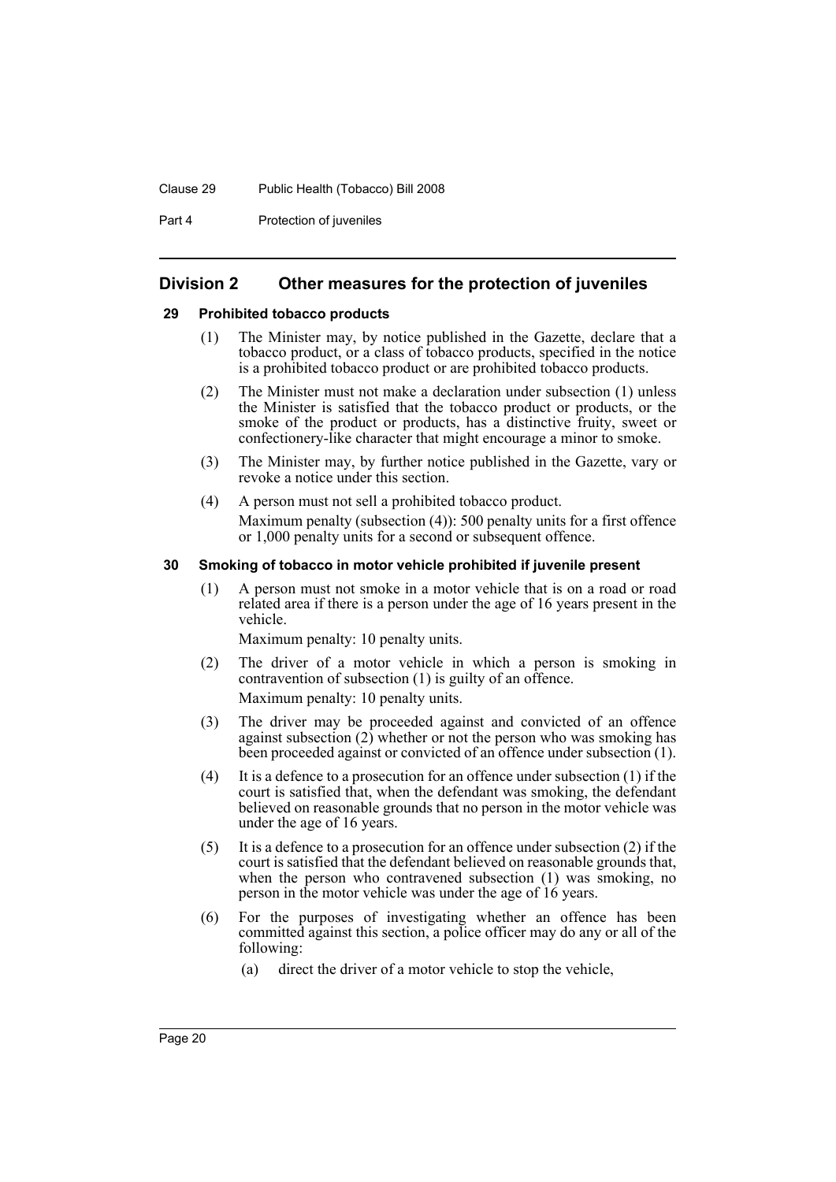## Division 2 Other measures for the protection of juveniles

### 29 Prohibited tobacco products

(1) The Minister may, by notice published in the Gazette, declare that a tobacco product, or a class of tobacco products, specified in the notice is a prohibited tobacco product or are prohibited tobacco products.

(2) The Minister must not make a declaration under subsection (1) unless the Minister is satisfied that the tobacco product or products, or the smoke of the product or products, has a distinctive fruity, sweet or confectionery-like character that might encourage a minor to smoke.

(3) The Minister may, by further notice published in the Gazette, vary or revoke a notice under this section.

(4) A person must not sell a prohibited tobacco product.

Maximum penalty (subsection (4)): 500 penalty units for a first offence or 1,000 penalty units for a second or subsequent offence.

### 30 Smoking of tobacco in motor vehicle prohibited if juvenile present

(1) A person must not smoke in a motor vehicle that is on a road or road related area if there is a person under the age of 16 years present in the vehicle.

Maximum penalty: 10 penalty units.

(2) The driver of a motor vehicle in which a person is smoking in contravention of subsection (1) is guilty of an offence.

Maximum penalty: 10 penalty units.

(3) The driver may be proceeded against and convicted of an offence against subsection (2) whether or not the person who was smoking has been proceeded against or convicted of an offence under subsection (1).

(4) It is a defence to a prosecution for an offence under subsection (1) if the court is satisfied that, when the defendant was smoking, the defendant believed on reasonable grounds that no person in the motor vehicle was under the age of 16 years.

(5) It is a defence to a prosecution for an offence under subsection (2) if the court is satisfied that the defendant believed on reasonable grounds that, when the person who contravened subsection (1) was smoking, no person in the motor vehicle was under the age of 16 years.

(6) For the purposes of investigating whether an offence has been committed against this section, a police officer may do any or all of the following:

(a) direct the driver of a motor vehicle to stop the vehicle,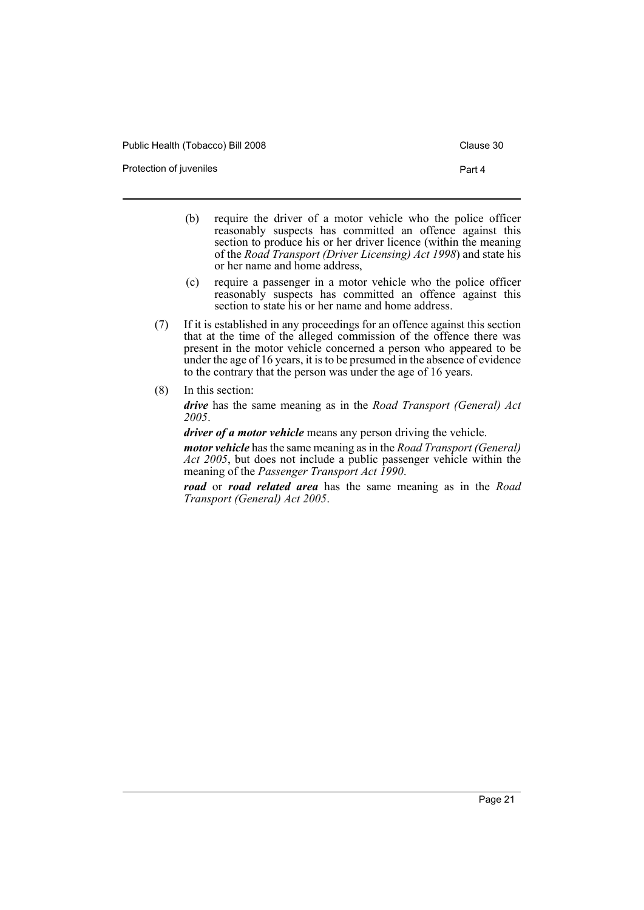(b) require the driver of a motor vehicle who the police officer reasonably suspects has committed an offence against this section to produce his or her driver licence (within the meaning of the *Road Transport (Driver Licensing) Act 1998*) and state his or her name and home address,

(c) require a passenger in a motor vehicle who the police officer reasonably suspects has committed an offence against this section to state his or her name and home address.

(7) If it is established in any proceedings for an offence against this section that at the time of the alleged commission of the offence there was present in the motor vehicle concerned a person who appeared to be under the age of 16 years, it is to be presumed in the absence of evidence to the contrary that the person was under the age of 16 years.

(8) In this section:

***drive*** has the same meaning as in the *Road Transport (General) Act 2005*.

***driver of a motor vehicle*** means any person driving the vehicle.

***motor vehicle*** has the same meaning as in the *Road Transport (General) Act 2005*, but does not include a public passenger vehicle within the meaning of the *Passenger Transport Act 1990*.

***road*** or ***road related area*** has the same meaning as in the *Road Transport (General) Act 2005*.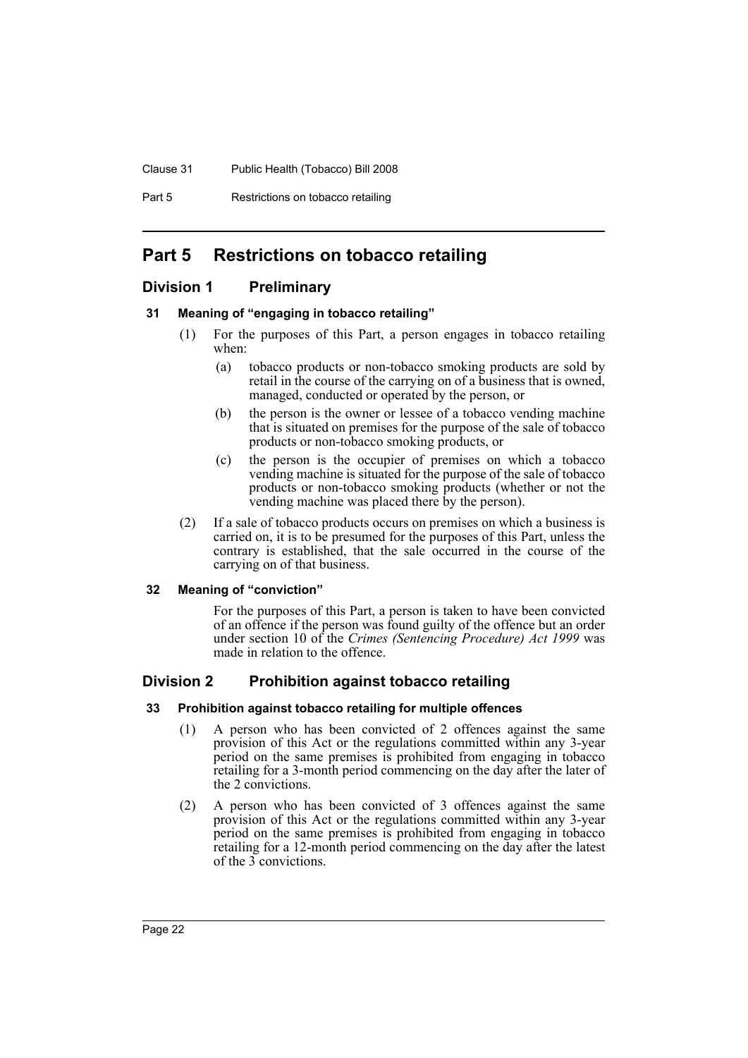# Part 5 Restrictions on tobacco retailing

## Division 1 Preliminary

### 31 Meaning of "engaging in tobacco retailing"

(1) For the purposes of this Part, a person engages in tobacco retailing when:

(a) tobacco products or non-tobacco smoking products are sold by retail in the course of the carrying on of a business that is owned, managed, conducted or operated by the person, or

(b) the person is the owner or lessee of a tobacco vending machine that is situated on premises for the purpose of the sale of tobacco products or non-tobacco smoking products, or

(c) the person is the occupier of premises on which a tobacco vending machine is situated for the purpose of the sale of tobacco products or non-tobacco smoking products (whether or not the vending machine was placed there by the person).

(2) If a sale of tobacco products occurs on premises on which a business is carried on, it is to be presumed for the purposes of this Part, unless the contrary is established, that the sale occurred in the course of the carrying on of that business.

### 32 Meaning of "conviction"

For the purposes of this Part, a person is taken to have been convicted of an offence if the person was found guilty of the offence but an order under section 10 of the *Crimes (Sentencing Procedure) Act 1999* was made in relation to the offence.

## Division 2 Prohibition against tobacco retailing

### 33 Prohibition against tobacco retailing for multiple offences

(1) A person who has been convicted of 2 offences against the same provision of this Act or the regulations committed within any 3-year period on the same premises is prohibited from engaging in tobacco retailing for a 3-month period commencing on the day after the later of the 2 convictions.

(2) A person who has been convicted of 3 offences against the same provision of this Act or the regulations committed within any 3-year period on the same premises is prohibited from engaging in tobacco retailing for a 12-month period commencing on the day after the latest of the 3 convictions.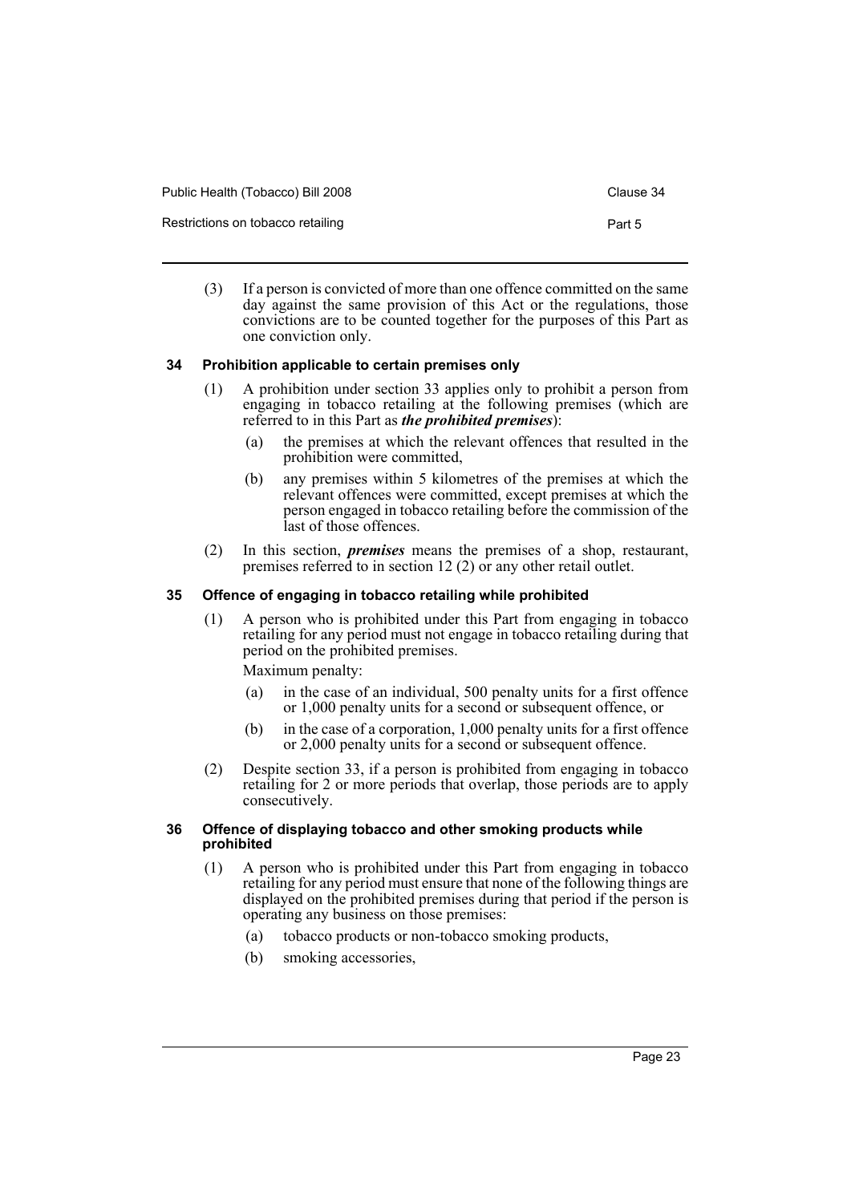(3) If a person is convicted of more than one offence committed on the same day against the same provision of this Act or the regulations, those convictions are to be counted together for the purposes of this Part as one conviction only.

### 34 Prohibition applicable to certain premises only

(1) A prohibition under section 33 applies only to prohibit a person from engaging in tobacco retailing at the following premises (which are referred to in this Part as ***the prohibited premises***):

- (a) the premises at which the relevant offences that resulted in the prohibition were committed,
- (b) any premises within 5 kilometres of the premises at which the relevant offences were committed, except premises at which the person engaged in tobacco retailing before the commission of the last of those offences.

(2) In this section, ***premises*** means the premises of a shop, restaurant, premises referred to in section 12 (2) or any other retail outlet.

### 35 Offence of engaging in tobacco retailing while prohibited

(1) A person who is prohibited under this Part from engaging in tobacco retailing for any period must not engage in tobacco retailing during that period on the prohibited premises.

Maximum penalty:

- (a) in the case of an individual, 500 penalty units for a first offence or 1,000 penalty units for a second or subsequent offence, or
- (b) in the case of a corporation, 1,000 penalty units for a first offence or 2,000 penalty units for a second or subsequent offence.

(2) Despite section 33, if a person is prohibited from engaging in tobacco retailing for 2 or more periods that overlap, those periods are to apply consecutively.

### 36 Offence of displaying tobacco and other smoking products while prohibited

(1) A person who is prohibited under this Part from engaging in tobacco retailing for any period must ensure that none of the following things are displayed on the prohibited premises during that period if the person is operating any business on those premises:

- (a) tobacco products or non-tobacco smoking products,
- (b) smoking accessories,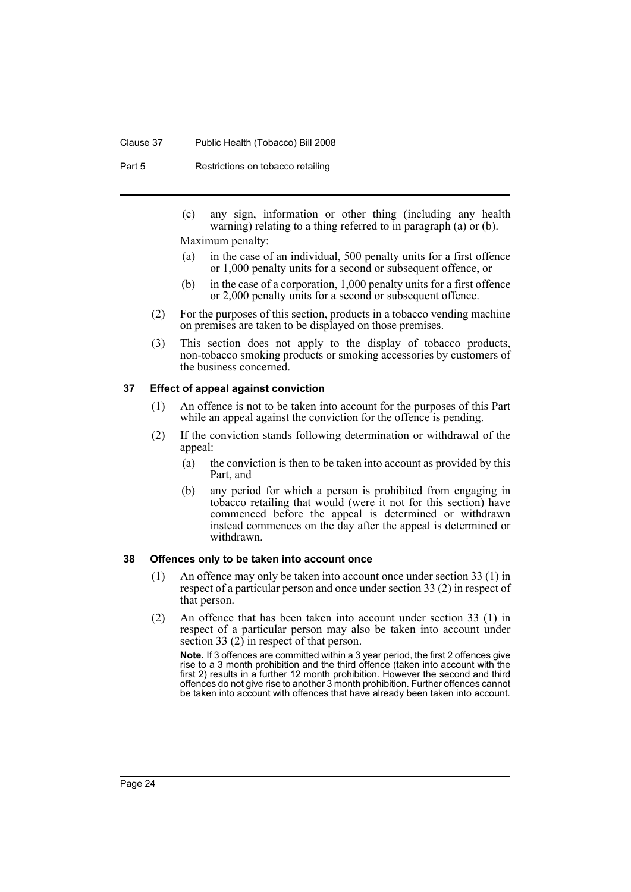(c) any sign, information or other thing (including any health warning) relating to a thing referred to in paragraph (a) or (b).

Maximum penalty:

(a) in the case of an individual, 500 penalty units for a first offence or 1,000 penalty units for a second or subsequent offence, or

(b) in the case of a corporation, 1,000 penalty units for a first offence or 2,000 penalty units for a second or subsequent offence.

(2) For the purposes of this section, products in a tobacco vending machine on premises are taken to be displayed on those premises.

(3) This section does not apply to the display of tobacco products, non-tobacco smoking products or smoking accessories by customers of the business concerned.

### 37 Effect of appeal against conviction

(1) An offence is not to be taken into account for the purposes of this Part while an appeal against the conviction for the offence is pending.

(2) If the conviction stands following determination or withdrawal of the appeal:

(a) the conviction is then to be taken into account as provided by this Part, and

(b) any period for which a person is prohibited from engaging in tobacco retailing that would (were it not for this section) have commenced before the appeal is determined or withdrawn instead commences on the day after the appeal is determined or withdrawn.

### 38 Offences only to be taken into account once

(1) An offence may only be taken into account once under section 33 (1) in respect of a particular person and once under section 33 (2) in respect of that person.

(2) An offence that has been taken into account under section 33 (1) in respect of a particular person may also be taken into account under section 33 (2) in respect of that person.

**Note.** If 3 offences are committed within a 3 year period, the first 2 offences give rise to a 3 month prohibition and the third offence (taken into account with the first 2) results in a further 12 month prohibition. However the second and third offences do not give rise to another 3 month prohibition. Further offences cannot be taken into account with offences that have already been taken into account.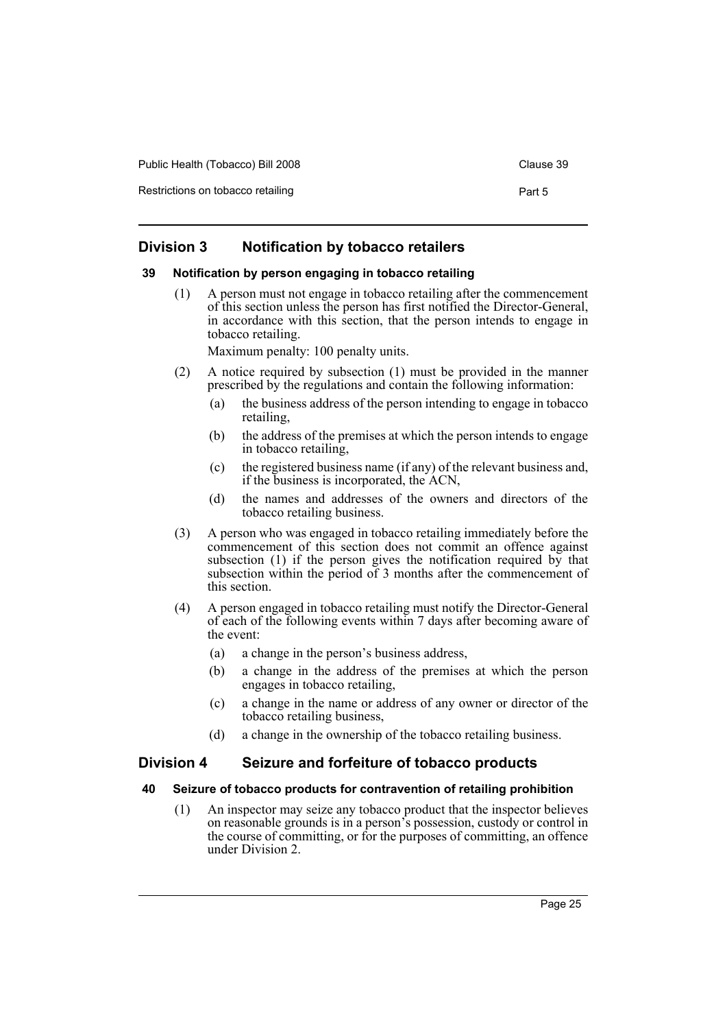## Division 3 Notification by tobacco retailers

### 39 Notification by person engaging in tobacco retailing

(1) A person must not engage in tobacco retailing after the commencement of this section unless the person has first notified the Director-General, in accordance with this section, that the person intends to engage in tobacco retailing.

Maximum penalty: 100 penalty units.

(2) A notice required by subsection (1) must be provided in the manner prescribed by the regulations and contain the following information:

- (a) the business address of the person intending to engage in tobacco retailing,
- (b) the address of the premises at which the person intends to engage in tobacco retailing,
- (c) the registered business name (if any) of the relevant business and, if the business is incorporated, the ACN,
- (d) the names and addresses of the owners and directors of the tobacco retailing business.

(3) A person who was engaged in tobacco retailing immediately before the commencement of this section does not commit an offence against subsection (1) if the person gives the notification required by that subsection within the period of 3 months after the commencement of this section.

(4) A person engaged in tobacco retailing must notify the Director-General of each of the following events within 7 days after becoming aware of the event:

- (a) a change in the person's business address,
- (b) a change in the address of the premises at which the person engages in tobacco retailing,
- (c) a change in the name or address of any owner or director of the tobacco retailing business,
- (d) a change in the ownership of the tobacco retailing business.

## Division 4 Seizure and forfeiture of tobacco products

### 40 Seizure of tobacco products for contravention of retailing prohibition

(1) An inspector may seize any tobacco product that the inspector believes on reasonable grounds is in a person's possession, custody or control in the course of committing, or for the purposes of committing, an offence under Division 2.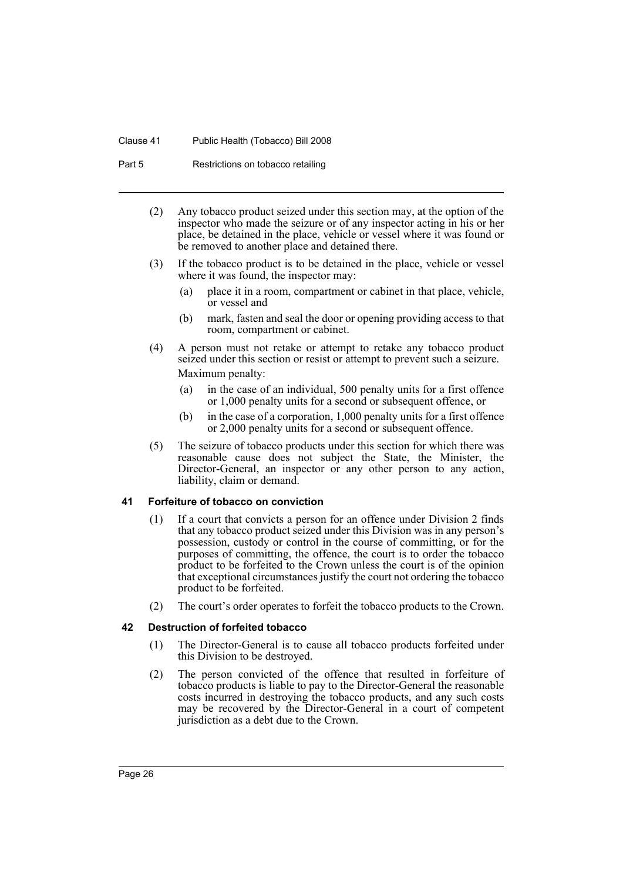(2) Any tobacco product seized under this section may, at the option of the inspector who made the seizure or of any inspector acting in his or her place, be detained in the place, vehicle or vessel where it was found or be removed to another place and detained there.

(3) If the tobacco product is to be detained in the place, vehicle or vessel where it was found, the inspector may:

(a) place it in a room, compartment or cabinet in that place, vehicle, or vessel and

(b) mark, fasten and seal the door or opening providing access to that room, compartment or cabinet.

(4) A person must not retake or attempt to retake any tobacco product seized under this section or resist or attempt to prevent such a seizure.

Maximum penalty:

(a) in the case of an individual, 500 penalty units for a first offence or 1,000 penalty units for a second or subsequent offence, or

(b) in the case of a corporation, 1,000 penalty units for a first offence or 2,000 penalty units for a second or subsequent offence.

(5) The seizure of tobacco products under this section for which there was reasonable cause does not subject the State, the Minister, the Director-General, an inspector or any other person to any action, liability, claim or demand.

### 41 Forfeiture of tobacco on conviction

(1) If a court that convicts a person for an offence under Division 2 finds that any tobacco product seized under this Division was in any person's possession, custody or control in the course of committing, or for the purposes of committing, the offence, the court is to order the tobacco product to be forfeited to the Crown unless the court is of the opinion that exceptional circumstances justify the court not ordering the tobacco product to be forfeited.

(2) The court's order operates to forfeit the tobacco products to the Crown.

### 42 Destruction of forfeited tobacco

(1) The Director-General is to cause all tobacco products forfeited under this Division to be destroyed.

(2) The person convicted of the offence that resulted in forfeiture of tobacco products is liable to pay to the Director-General the reasonable costs incurred in destroying the tobacco products, and any such costs may be recovered by the Director-General in a court of competent jurisdiction as a debt due to the Crown.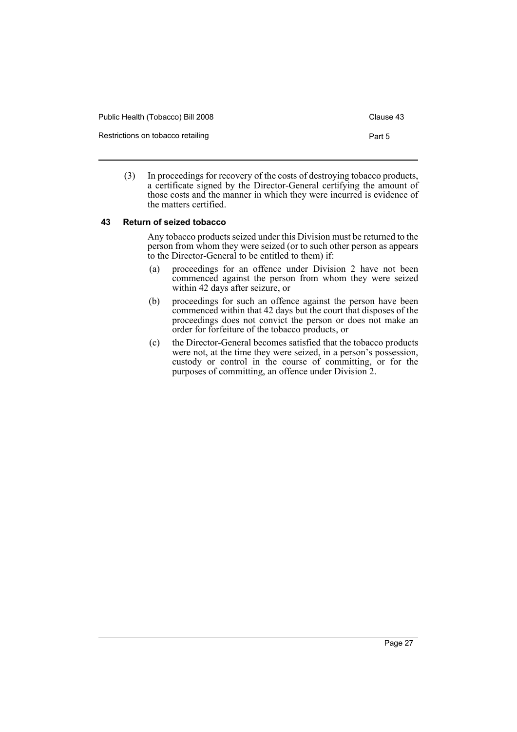(3) In proceedings for recovery of the costs of destroying tobacco products, a certificate signed by the Director-General certifying the amount of those costs and the manner in which they were incurred is evidence of the matters certified.

### 43 Return of seized tobacco

Any tobacco products seized under this Division must be returned to the person from whom they were seized (or to such other person as appears to the Director-General to be entitled to them) if:

(a) proceedings for an offence under Division 2 have not been commenced against the person from whom they were seized within 42 days after seizure, or

(b) proceedings for such an offence against the person have been commenced within that 42 days but the court that disposes of the proceedings does not convict the person or does not make an order for forfeiture of the tobacco products, or

(c) the Director-General becomes satisfied that the tobacco products were not, at the time they were seized, in a person's possession, custody or control in the course of committing, or for the purposes of committing, an offence under Division 2.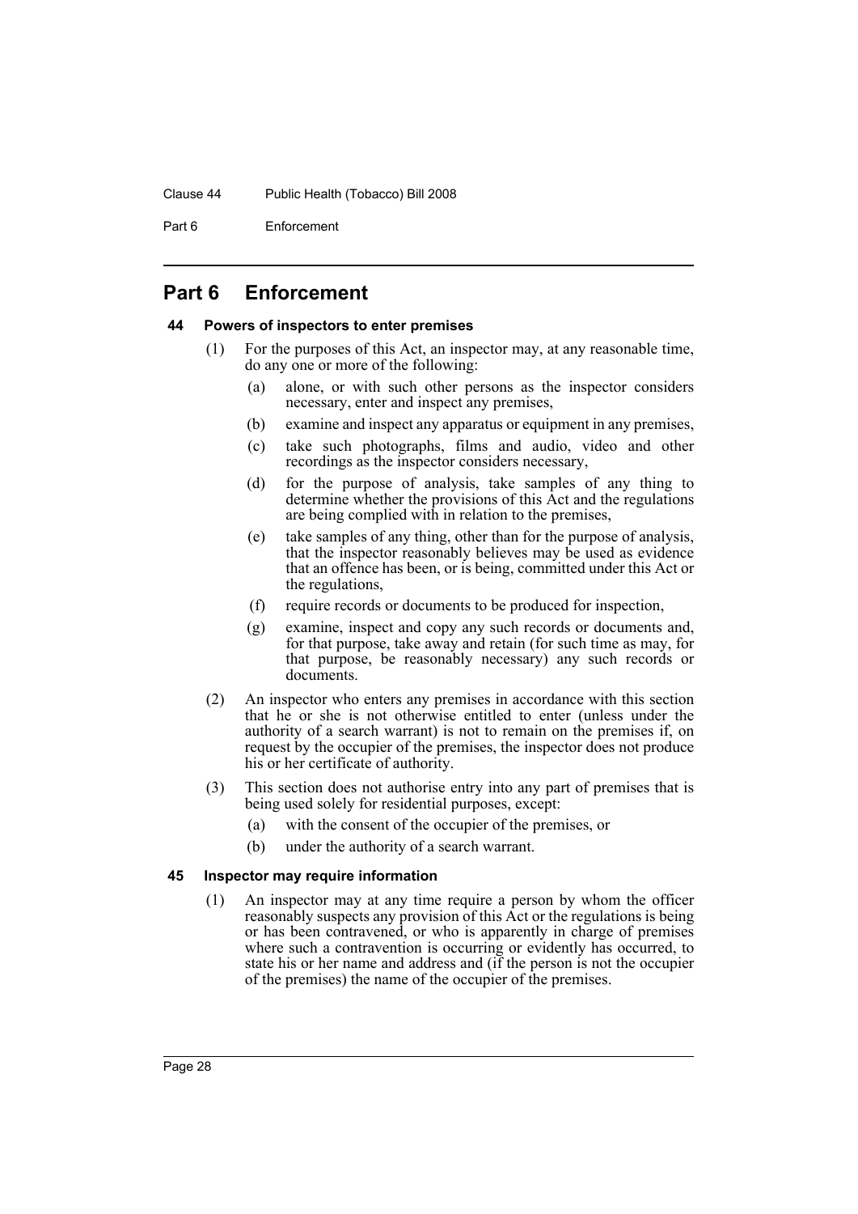# Part 6 Enforcement

### 44 Powers of inspectors to enter premises

(1) For the purposes of this Act, an inspector may, at any reasonable time, do any one or more of the following:

(a) alone, or with such other persons as the inspector considers necessary, enter and inspect any premises,

(b) examine and inspect any apparatus or equipment in any premises,

(c) take such photographs, films and audio, video and other recordings as the inspector considers necessary,

(d) for the purpose of analysis, take samples of any thing to determine whether the provisions of this Act and the regulations are being complied with in relation to the premises,

(e) take samples of any thing, other than for the purpose of analysis, that the inspector reasonably believes may be used as evidence that an offence has been, or is being, committed under this Act or the regulations,

(f) require records or documents to be produced for inspection,

(g) examine, inspect and copy any such records or documents and, for that purpose, take away and retain (for such time as may, for that purpose, be reasonably necessary) any such records or documents.

(2) An inspector who enters any premises in accordance with this section that he or she is not otherwise entitled to enter (unless under the authority of a search warrant) is not to remain on the premises if, on request by the occupier of the premises, the inspector does not produce his or her certificate of authority.

(3) This section does not authorise entry into any part of premises that is being used solely for residential purposes, except:

(a) with the consent of the occupier of the premises, or

(b) under the authority of a search warrant.

### 45 Inspector may require information

(1) An inspector may at any time require a person by whom the officer reasonably suspects any provision of this Act or the regulations is being or has been contravened, or who is apparently in charge of premises where such a contravention is occurring or evidently has occurred, to state his or her name and address and (if the person is not the occupier of the premises) the name of the occupier of the premises.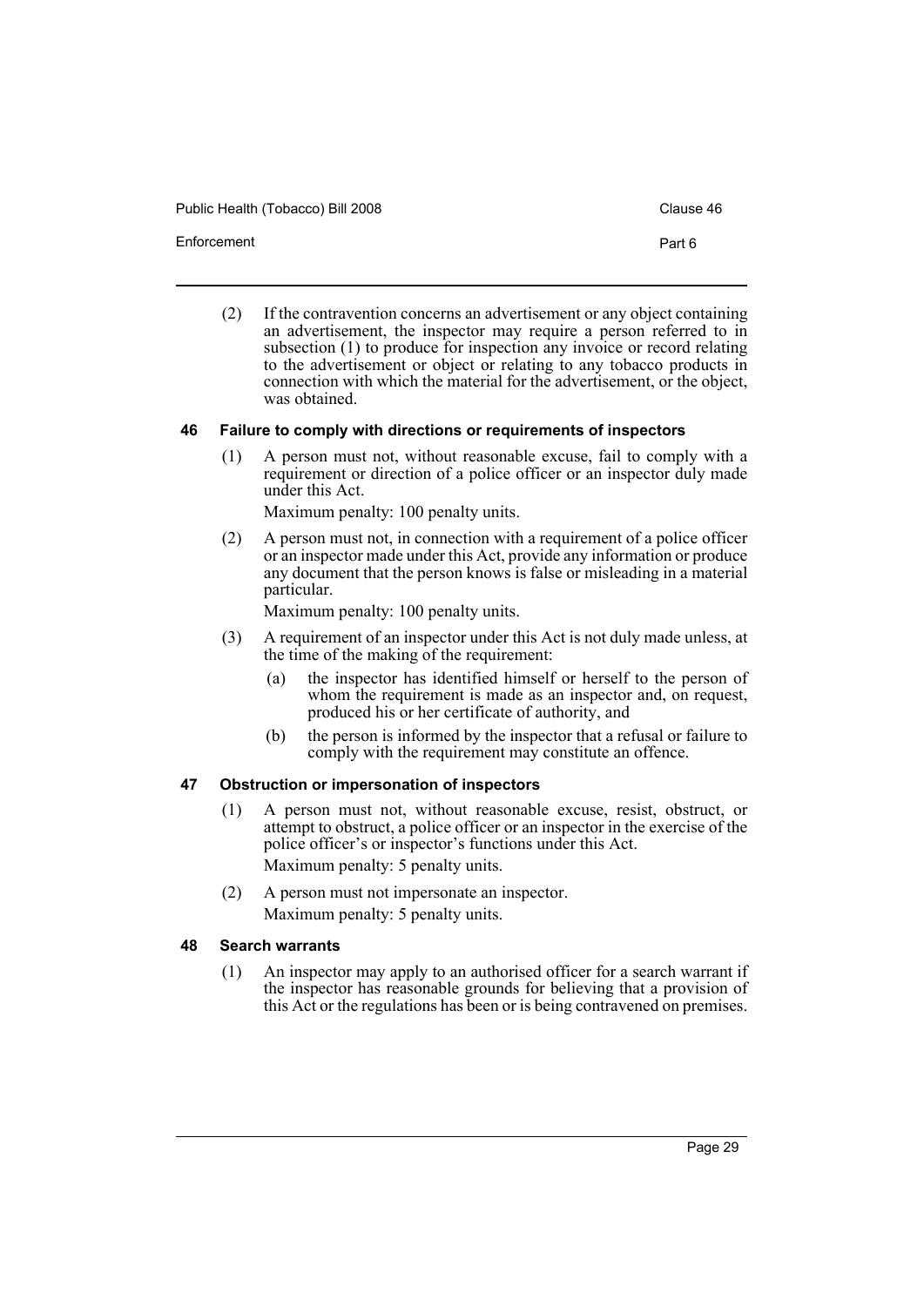(2) If the contravention concerns an advertisement or any object containing an advertisement, the inspector may require a person referred to in subsection (1) to produce for inspection any invoice or record relating to the advertisement or object or relating to any tobacco products in connection with which the material for the advertisement, or the object, was obtained.

### 46 Failure to comply with directions or requirements of inspectors

(1) A person must not, without reasonable excuse, fail to comply with a requirement or direction of a police officer or an inspector duly made under this Act.

Maximum penalty: 100 penalty units.

(2) A person must not, in connection with a requirement of a police officer or an inspector made under this Act, provide any information or produce any document that the person knows is false or misleading in a material particular.

Maximum penalty: 100 penalty units.

(3) A requirement of an inspector under this Act is not duly made unless, at the time of the making of the requirement:

- (a) the inspector has identified himself or herself to the person of whom the requirement is made as an inspector and, on request, produced his or her certificate of authority, and
- (b) the person is informed by the inspector that a refusal or failure to comply with the requirement may constitute an offence.

### 47 Obstruction or impersonation of inspectors

(1) A person must not, without reasonable excuse, resist, obstruct, or attempt to obstruct, a police officer or an inspector in the exercise of the police officer's or inspector's functions under this Act.

Maximum penalty: 5 penalty units.

(2) A person must not impersonate an inspector.

Maximum penalty: 5 penalty units.

### 48 Search warrants

(1) An inspector may apply to an authorised officer for a search warrant if the inspector has reasonable grounds for believing that a provision of this Act or the regulations has been or is being contravened on premises.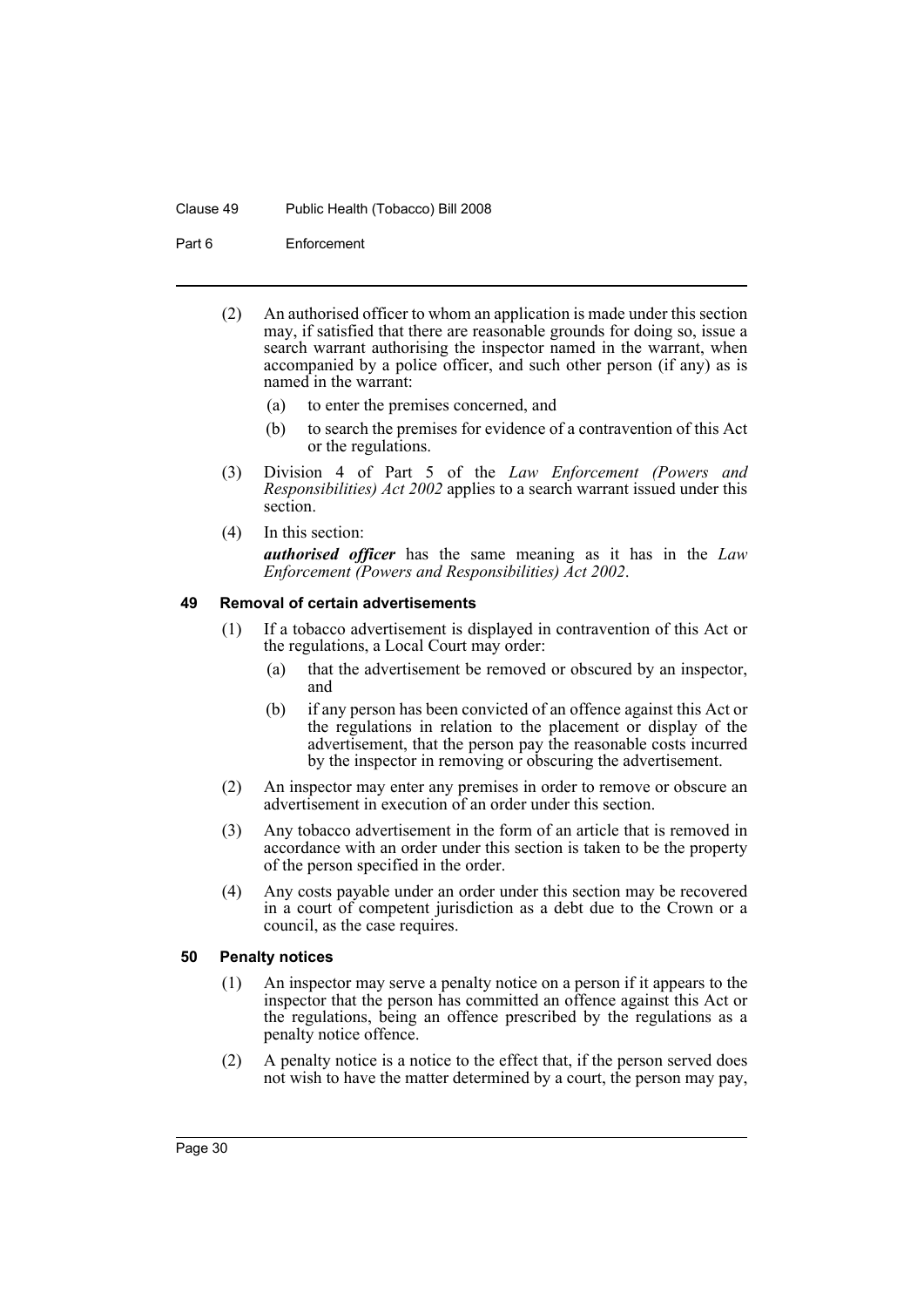(2) An authorised officer to whom an application is made under this section may, if satisfied that there are reasonable grounds for doing so, issue a search warrant authorising the inspector named in the warrant, when accompanied by a police officer, and such other person (if any) as is named in the warrant:

   (a) to enter the premises concerned, and

   (b) to search the premises for evidence of a contravention of this Act or the regulations.

(3) Division 4 of Part 5 of the *Law Enforcement (Powers and Responsibilities) Act 2002* applies to a search warrant issued under this section.

(4) In this section:

   ***authorised officer*** has the same meaning as it has in the *Law Enforcement (Powers and Responsibilities) Act 2002*.

### 49 Removal of certain advertisements

(1) If a tobacco advertisement is displayed in contravention of this Act or the regulations, a Local Court may order:

   (a) that the advertisement be removed or obscured by an inspector, and

   (b) if any person has been convicted of an offence against this Act or the regulations in relation to the placement or display of the advertisement, that the person pay the reasonable costs incurred by the inspector in removing or obscuring the advertisement.

(2) An inspector may enter any premises in order to remove or obscure an advertisement in execution of an order under this section.

(3) Any tobacco advertisement in the form of an article that is removed in accordance with an order under this section is taken to be the property of the person specified in the order.

(4) Any costs payable under an order under this section may be recovered in a court of competent jurisdiction as a debt due to the Crown or a council, as the case requires.

### 50 Penalty notices

(1) An inspector may serve a penalty notice on a person if it appears to the inspector that the person has committed an offence against this Act or the regulations, being an offence prescribed by the regulations as a penalty notice offence.

(2) A penalty notice is a notice to the effect that, if the person served does not wish to have the matter determined by a court, the person may pay,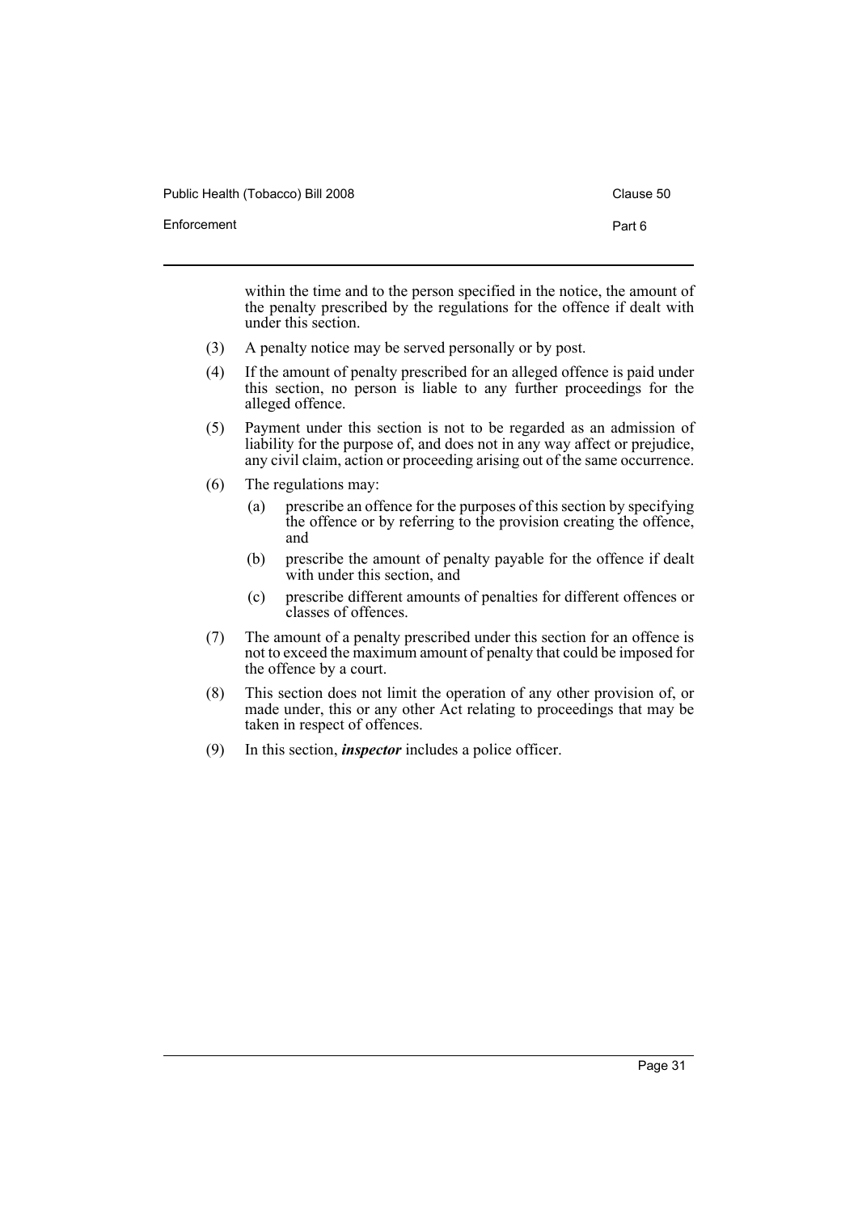within the time and to the person specified in the notice, the amount of the penalty prescribed by the regulations for the offence if dealt with under this section.

(3) A penalty notice may be served personally or by post.

(4) If the amount of penalty prescribed for an alleged offence is paid under this section, no person is liable to any further proceedings for the alleged offence.

(5) Payment under this section is not to be regarded as an admission of liability for the purpose of, and does not in any way affect or prejudice, any civil claim, action or proceeding arising out of the same occurrence.

(6) The regulations may:

   (a) prescribe an offence for the purposes of this section by specifying the offence or by referring to the provision creating the offence, and

   (b) prescribe the amount of penalty payable for the offence if dealt with under this section, and

   (c) prescribe different amounts of penalties for different offences or classes of offences.

(7) The amount of a penalty prescribed under this section for an offence is not to exceed the maximum amount of penalty that could be imposed for the offence by a court.

(8) This section does not limit the operation of any other provision of, or made under, this or any other Act relating to proceedings that may be taken in respect of offences.

(9) In this section, ***inspector*** includes a police officer.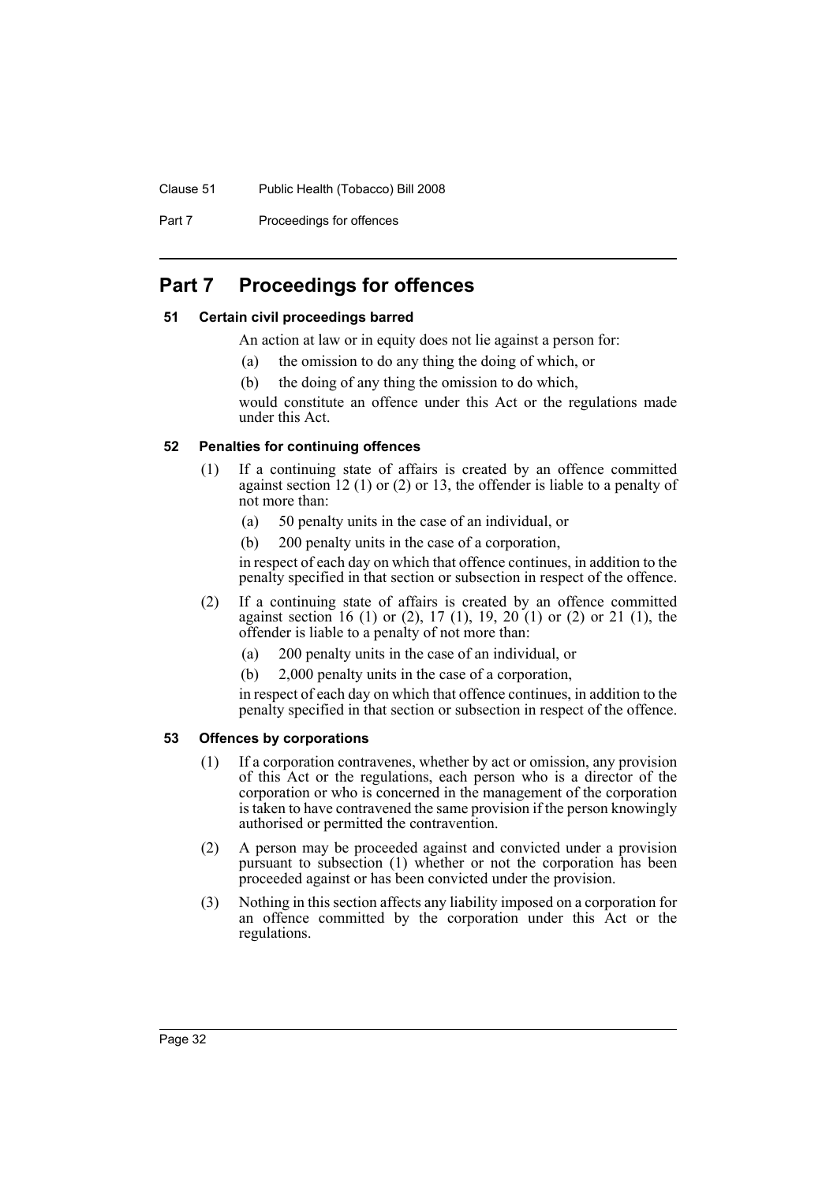## Part 7 Proceedings for offences

### 51 Certain civil proceedings barred

An action at law or in equity does not lie against a person for:

(a) the omission to do any thing the doing of which, or

(b) the doing of any thing the omission to do which,

would constitute an offence under this Act or the regulations made under this Act.

### 52 Penalties for continuing offences

(1) If a continuing state of affairs is created by an offence committed against section 12 (1) or (2) or 13, the offender is liable to a penalty of not more than:

(a) 50 penalty units in the case of an individual, or

(b) 200 penalty units in the case of a corporation,

in respect of each day on which that offence continues, in addition to the penalty specified in that section or subsection in respect of the offence.

(2) If a continuing state of affairs is created by an offence committed against section 16 (1) or (2), 17 (1), 19, 20 (1) or (2) or 21 (1), the offender is liable to a penalty of not more than:

(a) 200 penalty units in the case of an individual, or

(b) 2,000 penalty units in the case of a corporation,

in respect of each day on which that offence continues, in addition to the penalty specified in that section or subsection in respect of the offence.

### 53 Offences by corporations

(1) If a corporation contravenes, whether by act or omission, any provision of this Act or the regulations, each person who is a director of the corporation or who is concerned in the management of the corporation is taken to have contravened the same provision if the person knowingly authorised or permitted the contravention.

(2) A person may be proceeded against and convicted under a provision pursuant to subsection (1) whether or not the corporation has been proceeded against or has been convicted under the provision.

(3) Nothing in this section affects any liability imposed on a corporation for an offence committed by the corporation under this Act or the regulations.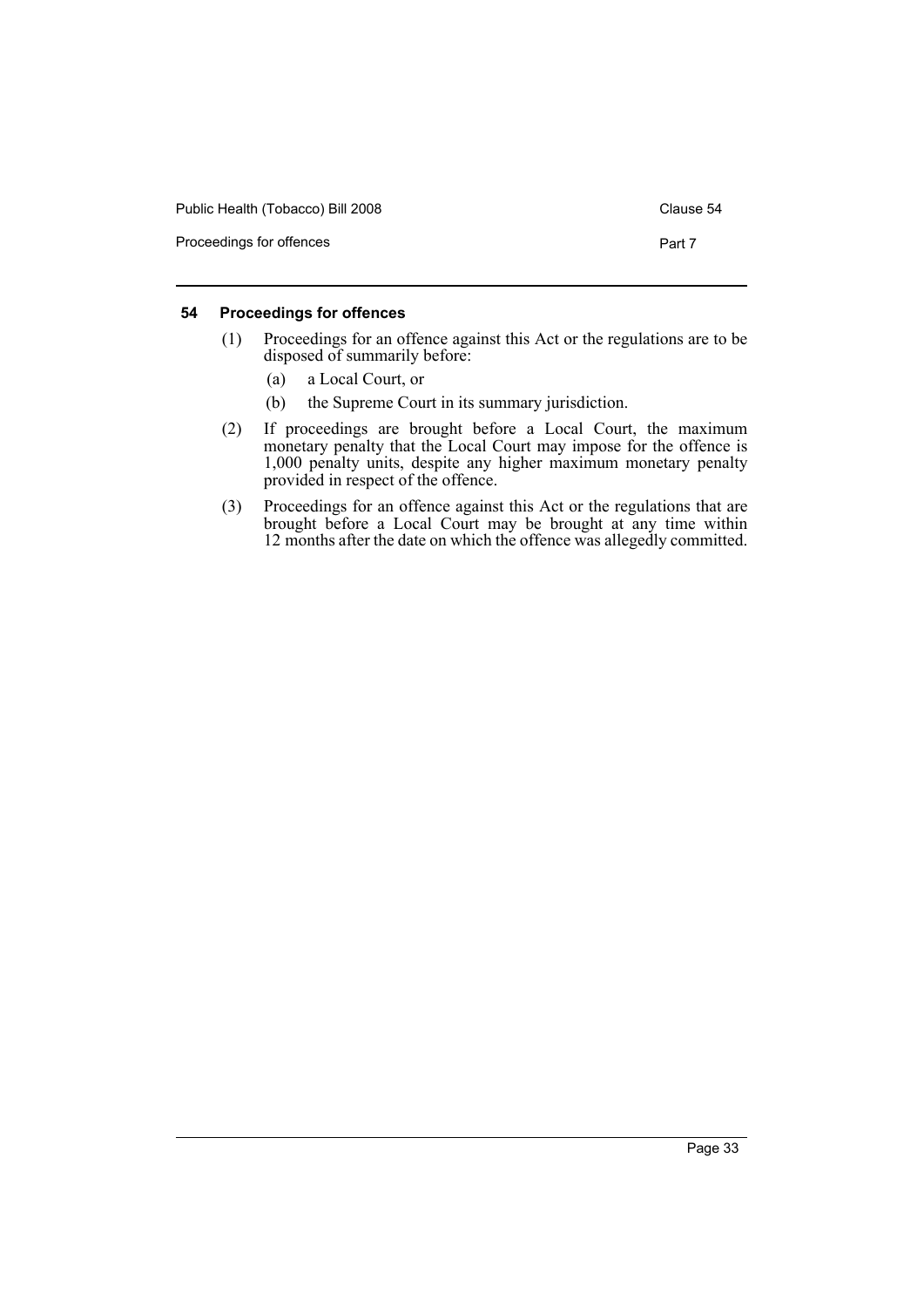### 54 Proceedings for offences

(1) Proceedings for an offence against this Act or the regulations are to be disposed of summarily before:

- (a) a Local Court, or
- (b) the Supreme Court in its summary jurisdiction.

(2) If proceedings are brought before a Local Court, the maximum monetary penalty that the Local Court may impose for the offence is 1,000 penalty units, despite any higher maximum monetary penalty provided in respect of the offence.

(3) Proceedings for an offence against this Act or the regulations that are brought before a Local Court may be brought at any time within 12 months after the date on which the offence was allegedly committed.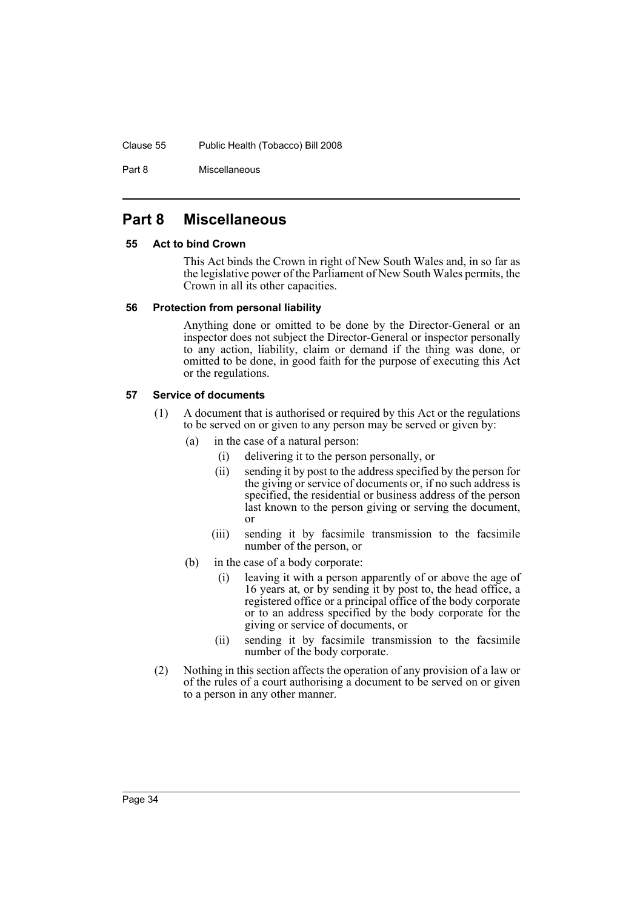## Part 8 Miscellaneous

### 55 Act to bind Crown

This Act binds the Crown in right of New South Wales and, in so far as the legislative power of the Parliament of New South Wales permits, the Crown in all its other capacities.

### 56 Protection from personal liability

Anything done or omitted to be done by the Director-General or an inspector does not subject the Director-General or inspector personally to any action, liability, claim or demand if the thing was done, or omitted to be done, in good faith for the purpose of executing this Act or the regulations.

### 57 Service of documents

(1) A document that is authorised or required by this Act or the regulations to be served on or given to any person may be served or given by:

- (a) in the case of a natural person:
  - (i) delivering it to the person personally, or
  - (ii) sending it by post to the address specified by the person for the giving or service of documents or, if no such address is specified, the residential or business address of the person last known to the person giving or serving the document, or
  - (iii) sending it by facsimile transmission to the facsimile number of the person, or
- (b) in the case of a body corporate:
  - (i) leaving it with a person apparently of or above the age of 16 years at, or by sending it by post to, the head office, a registered office or a principal office of the body corporate or to an address specified by the body corporate for the giving or service of documents, or
  - (ii) sending it by facsimile transmission to the facsimile number of the body corporate.

(2) Nothing in this section affects the operation of any provision of a law or of the rules of a court authorising a document to be served on or given to a person in any other manner.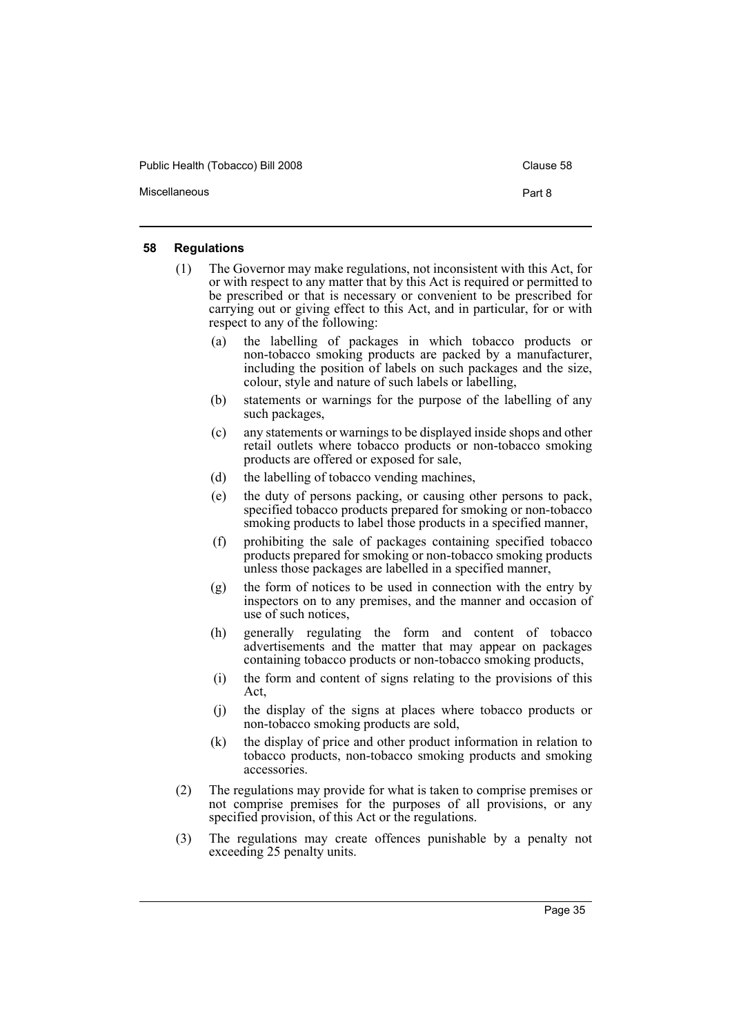## 58 Regulations

(1) The Governor may make regulations, not inconsistent with this Act, for or with respect to any matter that by this Act is required or permitted to be prescribed or that is necessary or convenient to be prescribed for carrying out or giving effect to this Act, and in particular, for or with respect to any of the following:

(a) the labelling of packages in which tobacco products or non-tobacco smoking products are packed by a manufacturer, including the position of labels on such packages and the size, colour, style and nature of such labels or labelling,

(b) statements or warnings for the purpose of the labelling of any such packages,

(c) any statements or warnings to be displayed inside shops and other retail outlets where tobacco products or non-tobacco smoking products are offered or exposed for sale,

(d) the labelling of tobacco vending machines,

(e) the duty of persons packing, or causing other persons to pack, specified tobacco products prepared for smoking or non-tobacco smoking products to label those products in a specified manner,

(f) prohibiting the sale of packages containing specified tobacco products prepared for smoking or non-tobacco smoking products unless those packages are labelled in a specified manner,

(g) the form of notices to be used in connection with the entry by inspectors on to any premises, and the manner and occasion of use of such notices,

(h) generally regulating the form and content of tobacco advertisements and the matter that may appear on packages containing tobacco products or non-tobacco smoking products,

(i) the form and content of signs relating to the provisions of this Act,

(j) the display of the signs at places where tobacco products or non-tobacco smoking products are sold,

(k) the display of price and other product information in relation to tobacco products, non-tobacco smoking products and smoking accessories.

(2) The regulations may provide for what is taken to comprise premises or not comprise premises for the purposes of all provisions, or any specified provision, of this Act or the regulations.

(3) The regulations may create offences punishable by a penalty not exceeding 25 penalty units.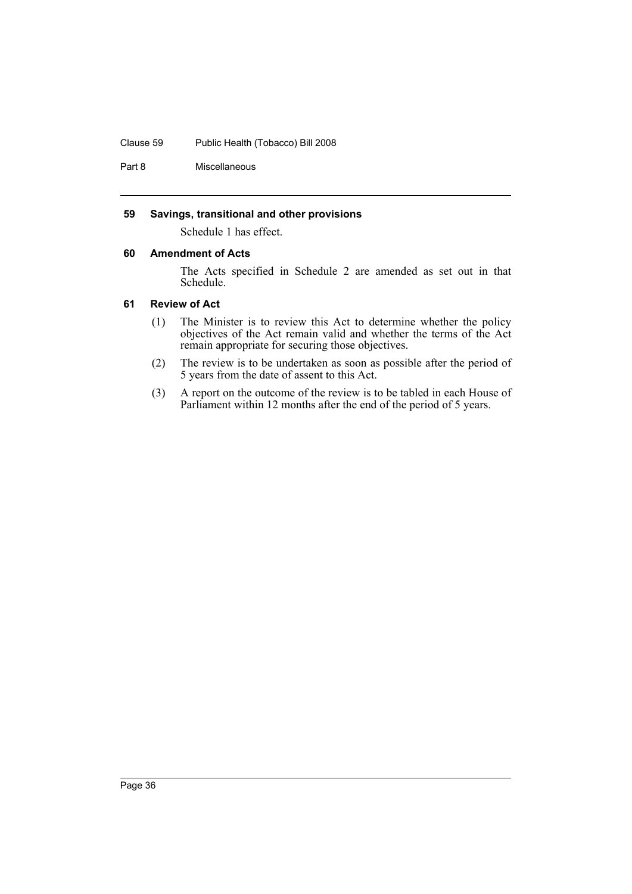#### 59 Savings, transitional and other provisions

Schedule 1 has effect.

#### 60 Amendment of Acts

The Acts specified in Schedule 2 are amended as set out in that Schedule.

#### 61 Review of Act

(1) The Minister is to review this Act to determine whether the policy objectives of the Act remain valid and whether the terms of the Act remain appropriate for securing those objectives.

(2) The review is to be undertaken as soon as possible after the period of 5 years from the date of assent to this Act.

(3) A report on the outcome of the review is to be tabled in each House of Parliament within 12 months after the end of the period of 5 years.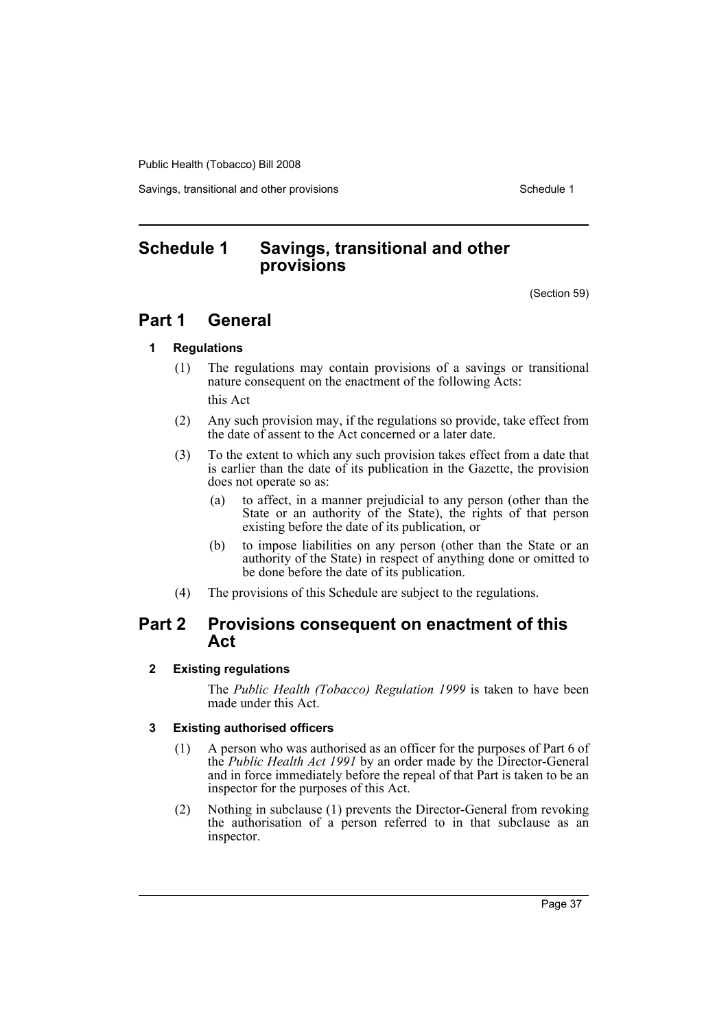# Schedule 1 Savings, transitional and other provisions

(Section 59)

## Part 1 General

### 1 Regulations

(1) The regulations may contain provisions of a savings or transitional nature consequent on the enactment of the following Acts:

this Act

(2) Any such provision may, if the regulations so provide, take effect from the date of assent to the Act concerned or a later date.

(3) To the extent to which any such provision takes effect from a date that is earlier than the date of its publication in the Gazette, the provision does not operate so as:

(a) to affect, in a manner prejudicial to any person (other than the State or an authority of the State), the rights of that person existing before the date of its publication, or

(b) to impose liabilities on any person (other than the State or an authority of the State) in respect of anything done or omitted to be done before the date of its publication.

(4) The provisions of this Schedule are subject to the regulations.

## Part 2 Provisions consequent on enactment of this Act

### 2 Existing regulations

The *Public Health (Tobacco) Regulation 1999* is taken to have been made under this Act.

### 3 Existing authorised officers

(1) A person who was authorised as an officer for the purposes of Part 6 of the *Public Health Act 1991* by an order made by the Director-General and in force immediately before the repeal of that Part is taken to be an inspector for the purposes of this Act.

(2) Nothing in subclause (1) prevents the Director-General from revoking the authorisation of a person referred to in that subclause as an inspector.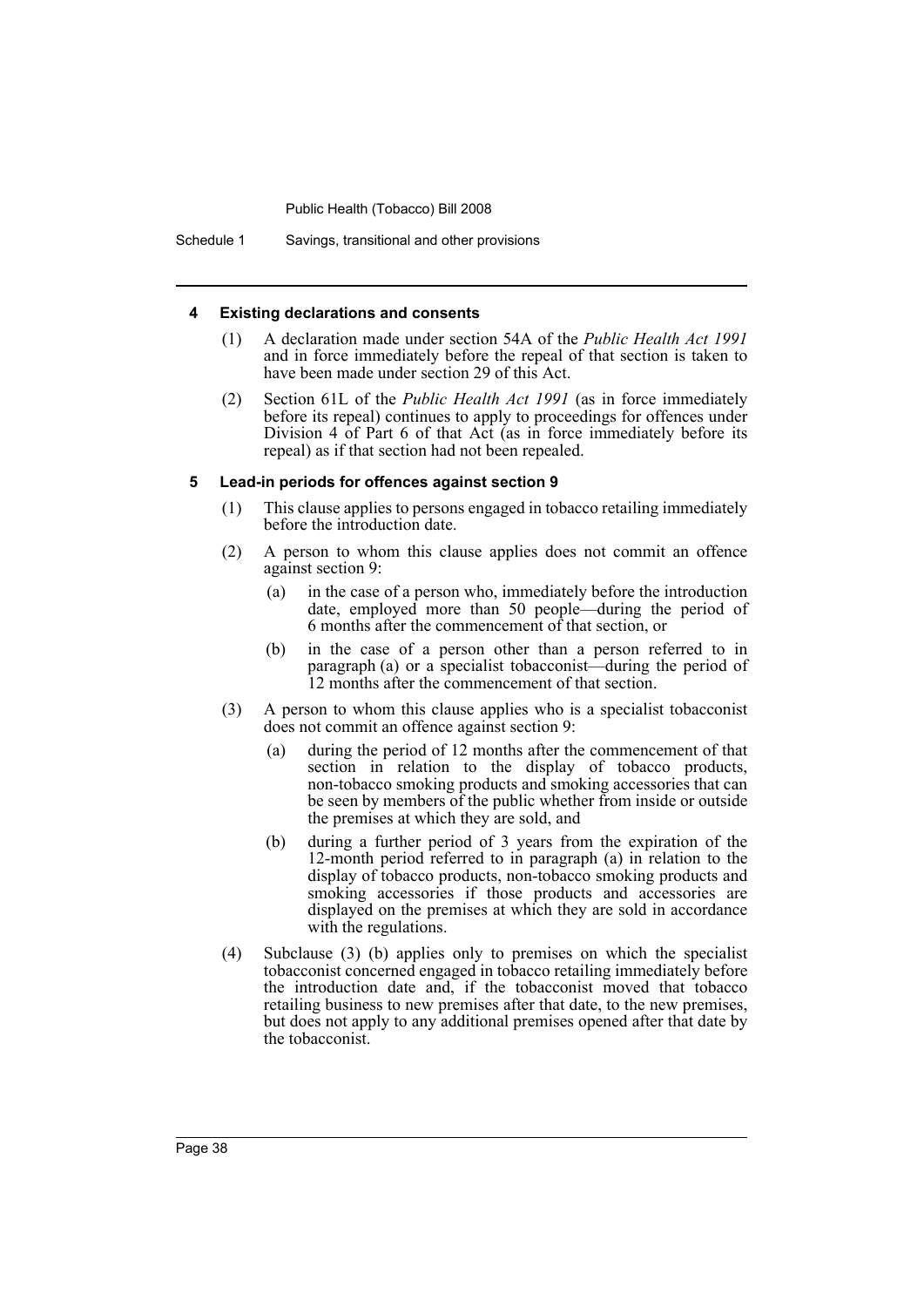#### 4 Existing declarations and consents

(1) A declaration made under section 54A of the *Public Health Act 1991* and in force immediately before the repeal of that section is taken to have been made under section 29 of this Act.

(2) Section 61L of the *Public Health Act 1991* (as in force immediately before its repeal) continues to apply to proceedings for offences under Division 4 of Part 6 of that Act (as in force immediately before its repeal) as if that section had not been repealed.

#### 5 Lead-in periods for offences against section 9

(1) This clause applies to persons engaged in tobacco retailing immediately before the introduction date.

(2) A person to whom this clause applies does not commit an offence against section 9:

- (a) in the case of a person who, immediately before the introduction date, employed more than 50 people—during the period of 6 months after the commencement of that section, or
- (b) in the case of a person other than a person referred to in paragraph (a) or a specialist tobacconist—during the period of 12 months after the commencement of that section.

(3) A person to whom this clause applies who is a specialist tobacconist does not commit an offence against section 9:

- (a) during the period of 12 months after the commencement of that section in relation to the display of tobacco products, non-tobacco smoking products and smoking accessories that can be seen by members of the public whether from inside or outside the premises at which they are sold, and
- (b) during a further period of 3 years from the expiration of the 12-month period referred to in paragraph (a) in relation to the display of tobacco products, non-tobacco smoking products and smoking accessories if those products and accessories are displayed on the premises at which they are sold in accordance with the regulations.

(4) Subclause (3) (b) applies only to premises on which the specialist tobacconist concerned engaged in tobacco retailing immediately before the introduction date and, if the tobacconist moved that tobacco retailing business to new premises after that date, to the new premises, but does not apply to any additional premises opened after that date by the tobacconist.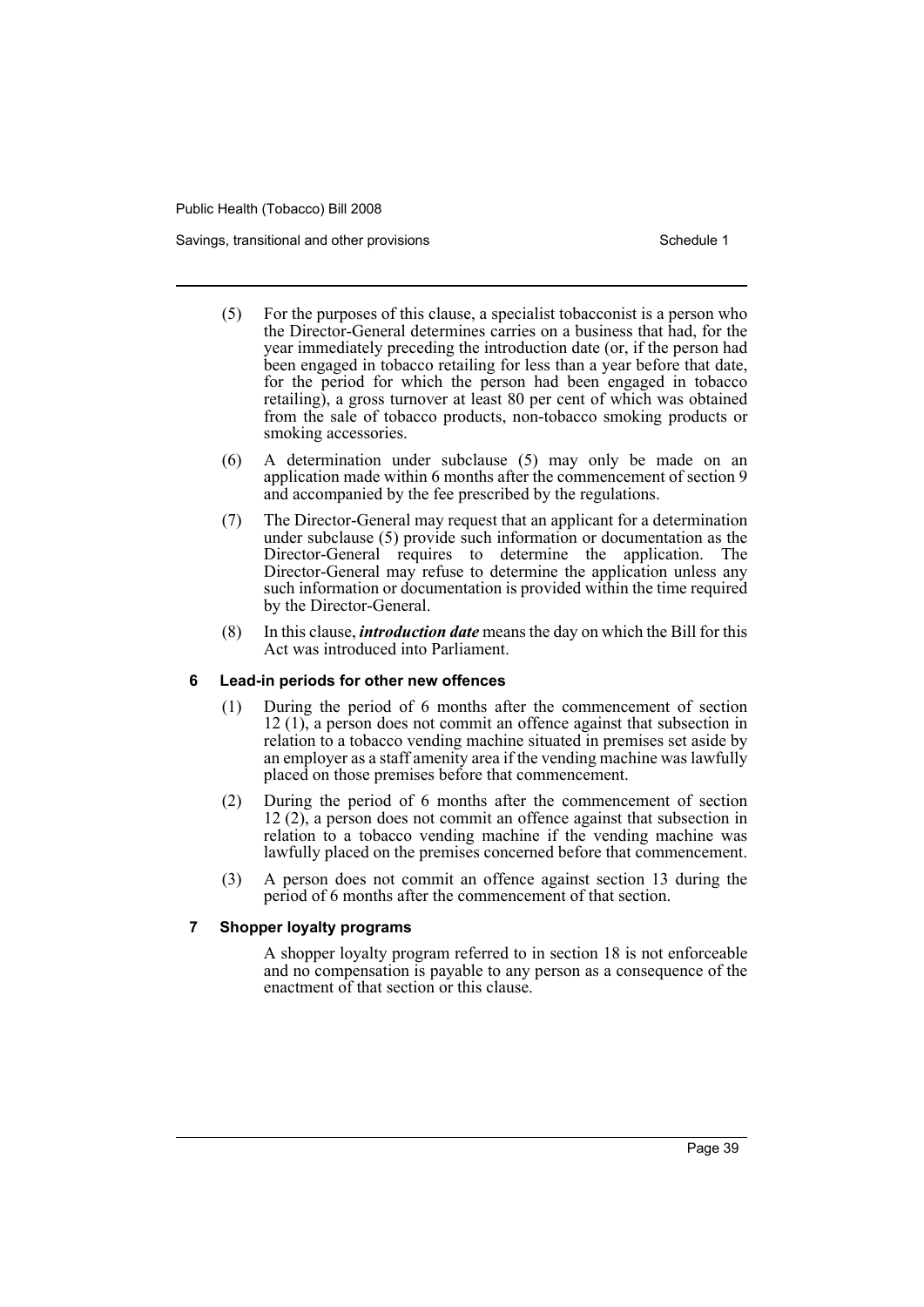(5) For the purposes of this clause, a specialist tobacconist is a person who the Director-General determines carries on a business that had, for the year immediately preceding the introduction date (or, if the person had been engaged in tobacco retailing for less than a year before that date, for the period for which the person had been engaged in tobacco retailing), a gross turnover at least 80 per cent of which was obtained from the sale of tobacco products, non-tobacco smoking products or smoking accessories.

(6) A determination under subclause (5) may only be made on an application made within 6 months after the commencement of section 9 and accompanied by the fee prescribed by the regulations.

(7) The Director-General may request that an applicant for a determination under subclause (5) provide such information or documentation as the Director-General requires to determine the application. The Director-General may refuse to determine the application unless any such information or documentation is provided within the time required by the Director-General.

(8) In this clause, ***introduction date*** means the day on which the Bill for this Act was introduced into Parliament.

#### 6 Lead-in periods for other new offences

(1) During the period of 6 months after the commencement of section 12 (1), a person does not commit an offence against that subsection in relation to a tobacco vending machine situated in premises set aside by an employer as a staff amenity area if the vending machine was lawfully placed on those premises before that commencement.

(2) During the period of 6 months after the commencement of section 12 (2), a person does not commit an offence against that subsection in relation to a tobacco vending machine if the vending machine was lawfully placed on the premises concerned before that commencement.

(3) A person does not commit an offence against section 13 during the period of 6 months after the commencement of that section.

#### 7 Shopper loyalty programs

A shopper loyalty program referred to in section 18 is not enforceable and no compensation is payable to any person as a consequence of the enactment of that section or this clause.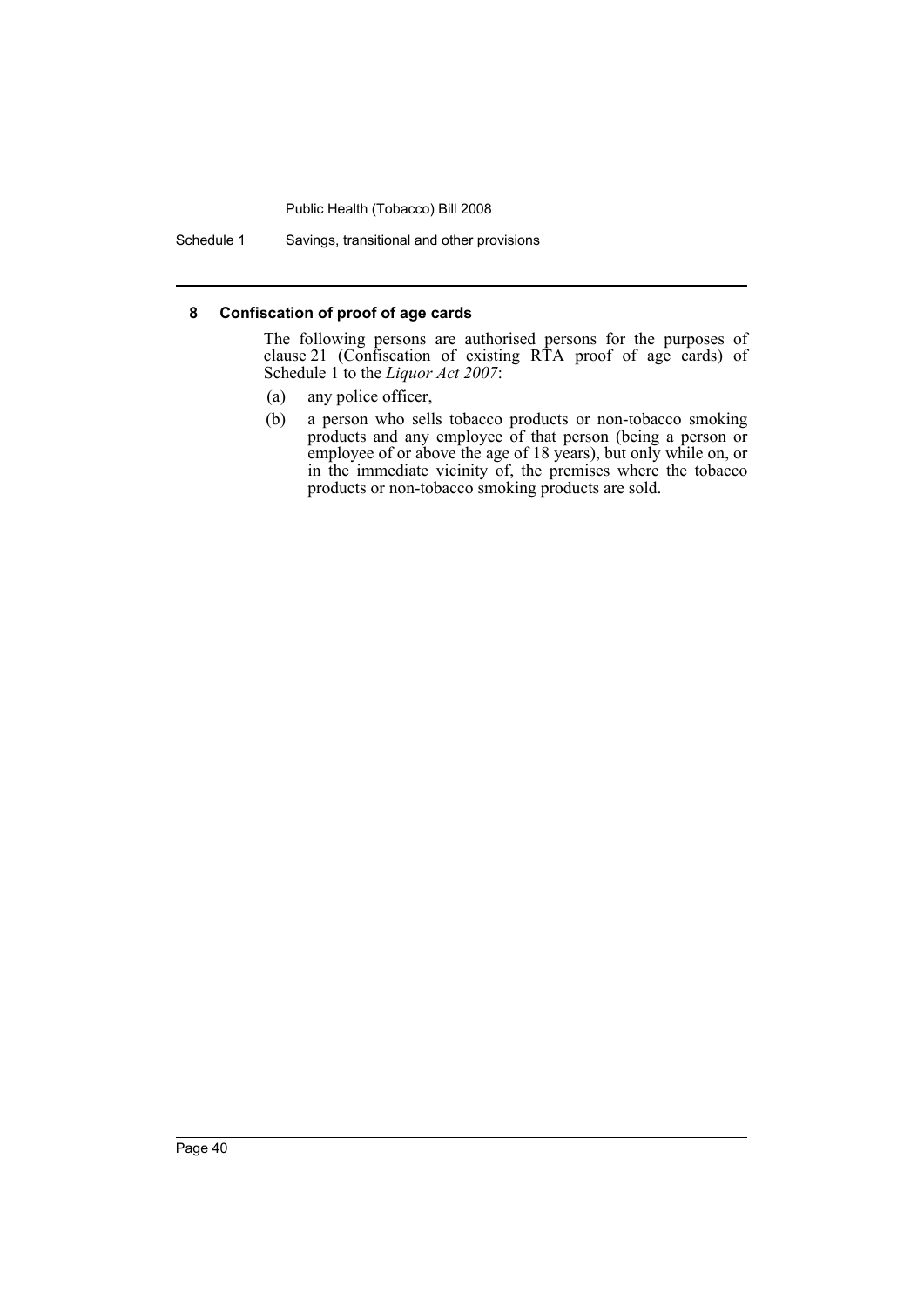### 8 Confiscation of proof of age cards

The following persons are authorised persons for the purposes of clause 21 (Confiscation of existing RTA proof of age cards) of Schedule 1 to the *Liquor Act 2007*:

(a) any police officer,

(b) a person who sells tobacco products or non-tobacco smoking products and any employee of that person (being a person or employee of or above the age of 18 years), but only while on, or in the immediate vicinity of, the premises where the tobacco products or non-tobacco smoking products are sold.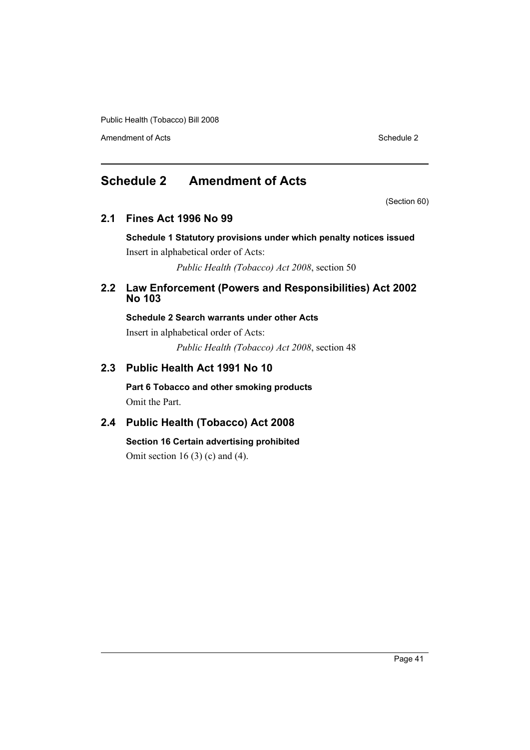# Schedule 2 Amendment of Acts

(Section 60)

## 2.1 Fines Act 1996 No 99

**Schedule 1 Statutory provisions under which penalty notices issued**

Insert in alphabetical order of Acts:

*Public Health (Tobacco) Act 2008*, section 50

## 2.2 Law Enforcement (Powers and Responsibilities) Act 2002 No 103

**Schedule 2 Search warrants under other Acts**

Insert in alphabetical order of Acts:

*Public Health (Tobacco) Act 2008*, section 48

## 2.3 Public Health Act 1991 No 10

**Part 6 Tobacco and other smoking products**

Omit the Part.

## 2.4 Public Health (Tobacco) Act 2008

**Section 16 Certain advertising prohibited**

Omit section 16 (3) (c) and (4).